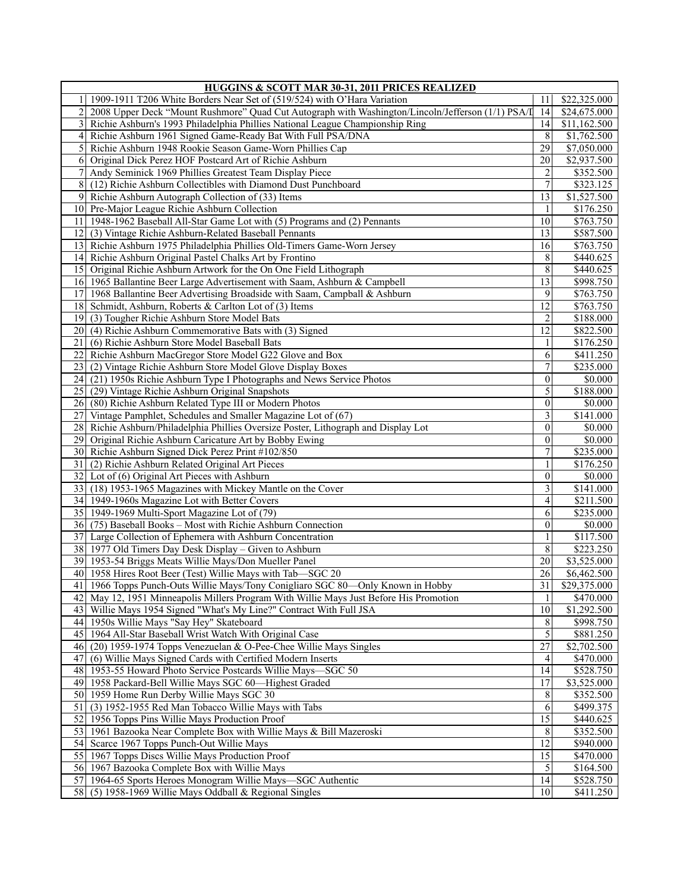| HUGGINS & SCOTT MAR 30-31, 2011 PRICES REALIZED | | | |
|---|---|---|---|
| 1 | 1909-1911 T206 White Borders Near Set of (519/524) with O'Hara Variation | 11 | $22,325.000 |
| 2 | 2008 Upper Deck "Mount Rushmore" Quad Cut Autograph with Washington/Lincoln/Jefferson (1/1) PSA/I | 14 | $24,675.000 |
| 3 | Richie Ashburn's 1993 Philadelphia Phillies National League Championship Ring | 14 | $11,162.500 |
| 4 | Richie Ashburn 1961 Signed Game-Ready Bat With Full PSA/DNA | 8 | $1,762.500 |
| 5 | Richie Ashburn 1948 Rookie Season Game-Worn Phillies Cap | 29 | $7,050.000 |
| 6 | Original Dick Perez HOF Postcard Art of Richie Ashburn | 20 | $2,937.500 |
| 7 | Andy Seminick 1969 Phillies Greatest Team Display Piece | 2 | $352.500 |
| 8 | (12) Richie Ashburn Collectibles with Diamond Dust Punchboard | 7 | $323.125 |
| 9 | Richie Ashburn Autograph Collection of (33) Items | 13 | $1,527.500 |
| 10 | Pre-Major League Richie Ashburn Collection | 1 | $176.250 |
| 11 | 1948-1962 Baseball All-Star Game Lot with (5) Programs and (2) Pennants | 10 | $763.750 |
| 12 | (3) Vintage Richie Ashburn-Related Baseball Pennants | 13 | $587.500 |
| 13 | Richie Ashburn 1975 Philadelphia Phillies Old-Timers Game-Worn Jersey | 16 | $763.750 |
| 14 | Richie Ashburn Original Pastel Chalks Art by Frontino | 8 | $440.625 |
| 15 | Original Richie Ashburn Artwork for the On One Field Lithograph | 8 | $440.625 |
| 16 | 1965 Ballantine Beer Large Advertisement with Saam, Ashburn & Campbell | 13 | $998.750 |
| 17 | 1968 Ballantine Beer Advertising Broadside with Saam, Campball & Ashburn | 9 | $763.750 |
| 18 | Schmidt, Ashburn, Roberts & Carlton Lot of (3) Items | 12 | $763.750 |
| 19 | (3) Tougher Richie Ashburn Store Model Bats | 2 | $188.000 |
| 20 | (4) Richie Ashburn Commemorative Bats with (3) Signed | 12 | $822.500 |
| 21 | (6) Richie Ashburn Store Model Baseball Bats | 1 | $176.250 |
| 22 | Richie Ashburn MacGregor Store Model G22 Glove and Box | 6 | $411.250 |
| 23 | (2) Vintage Richie Ashburn Store Model Glove Display Boxes | 7 | $235.000 |
| 24 | (21) 1950s Richie Ashburn Type I Photographs and News Service Photos | 0 | $0.000 |
| 25 | (29) Vintage Richie Ashburn Original Snapshots | 5 | $188.000 |
| 26 | (80) Richie Ashburn Related Type III or Modern Photos | 0 | $0.000 |
| 27 | Vintage Pamphlet, Schedules and Smaller Magazine Lot of (67) | 3 | $141.000 |
| 28 | Richie Ashburn/Philadelphia Phillies Oversize Poster, Lithograph and Display Lot | 0 | $0.000 |
| 29 | Original Richie Ashburn Caricature Art by Bobby Ewing | 0 | $0.000 |
| 30 | Richie Ashburn Signed Dick Perez Print #102/850 | 7 | $235.000 |
| 31 | (2) Richie Ashburn Related Original Art Pieces | 1 | $176.250 |
| 32 | Lot of (6) Original Art Pieces with Ashburn | 0 | $0.000 |
| 33 | (18) 1953-1965 Magazines with Mickey Mantle on the Cover | 3 | $141.000 |
| 34 | 1949-1960s Magazine Lot with Better Covers | 4 | $211.500 |
| 35 | 1949-1969 Multi-Sport Magazine Lot of (79) | 6 | $235.000 |
| 36 | (75) Baseball Books – Most with Richie Ashburn Connection | 0 | $0.000 |
| 37 | Large Collection of Ephemera with Ashburn Concentration | 1 | $117.500 |
| 38 | 1977 Old Timers Day Desk Display – Given to Ashburn | 8 | $223.250 |
| 39 | 1953-54 Briggs Meats Willie Mays/Don Mueller Panel | 20 | $3,525.000 |
| 40 | 1958 Hires Root Beer (Test) Willie Mays with Tab—SGC 20 | 26 | $6,462.500 |
| 41 | 1966 Topps Punch-Outs Willie Mays/Tony Conigliaro SGC 80—Only Known in Hobby | 31 | $29,375.000 |
| 42 | May 12, 1951 Minneapolis Millers Program With Willie Mays Just Before His Promotion | 1 | $470.000 |
| 43 | Willie Mays 1954 Signed "What's My Line?" Contract With Full JSA | 10 | $1,292.500 |
| 44 | 1950s Willie Mays "Say Hey" Skateboard | 8 | $998.750 |
| 45 | 1964 All-Star Baseball Wrist Watch With Original Case | 5 | $881.250 |
| 46 | (20) 1959-1974 Topps Venezuelan & O-Pee-Chee Willie Mays Singles | 27 | $2,702.500 |
| 47 | (6) Willie Mays Signed Cards with Certified Modern Inserts | 4 | $470.000 |
| 48 | 1953-55 Howard Photo Service Postcards Willie Mays—SGC 50 | 14 | $528.750 |
| 49 | 1958 Packard-Bell Willie Mays SGC 60—Highest Graded | 17 | $3,525.000 |
| 50 | 1959 Home Run Derby Willie Mays SGC 30 | 8 | $352.500 |
| 51 | (3) 1952-1955 Red Man Tobacco Willie Mays with Tabs | 6 | $499.375 |
| 52 | 1956 Topps Pins Willie Mays Production Proof | 15 | $440.625 |
| 53 | 1961 Bazooka Near Complete Box with Willie Mays & Bill Mazeroski | 8 | $352.500 |
| 54 | Scarce 1967 Topps Punch-Out Willie Mays | 12 | $940.000 |
| 55 | 1967 Topps Discs Willie Mays Production Proof | 15 | $470.000 |
| 56 | 1967 Bazooka Complete Box with Willie Mays | 5 | $164.500 |
| 57 | 1964-65 Sports Heroes Monogram Willie Mays—SGC Authentic | 14 | $528.750 |
| 58 | (5) 1958-1969 Willie Mays Oddball & Regional Singles | 10 | $411.250 |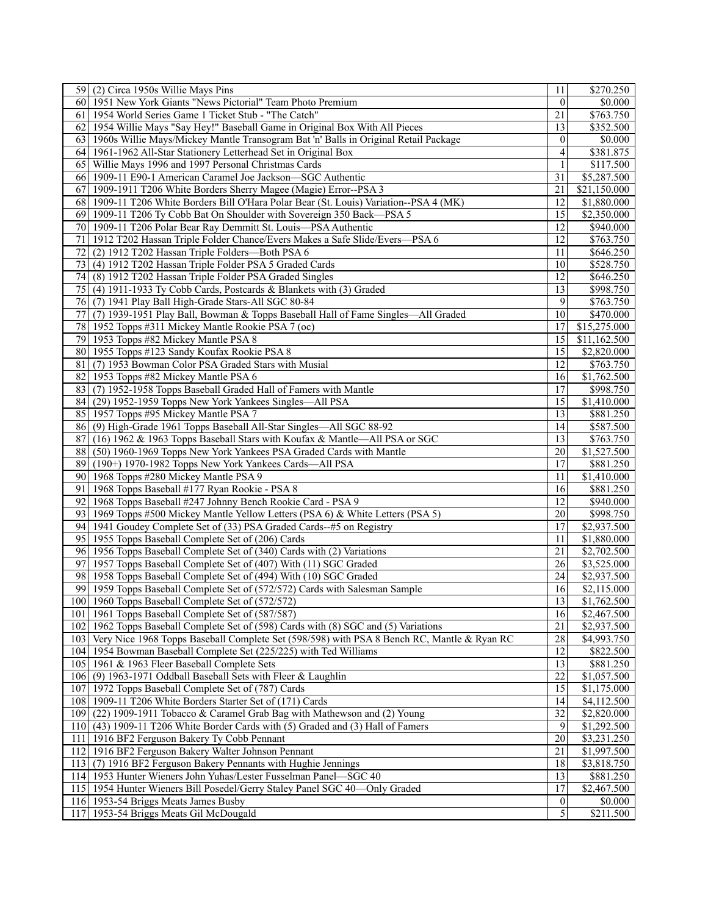| | | | |
|---|---|---|---|
| 59 | (2) Circa 1950s Willie Mays Pins | 11 | $270.250 |
| 60 | 1951 New York Giants "News Pictorial" Team Photo Premium | 0 | $0.000 |
| 61 | 1954 World Series Game 1 Ticket Stub - "The Catch" | 21 | $763.750 |
| 62 | 1954 Willie Mays "Say Hey!" Baseball Game in Original Box With All Pieces | 13 | $352.500 |
| 63 | 1960s Willie Mays/Mickey Mantle Transogram Bat 'n' Balls in Original Retail Package | 0 | $0.000 |
| 64 | 1961-1962 All-Star Stationery Letterhead Set in Original Box | 4 | $381.875 |
| 65 | Willie Mays 1996 and 1997 Personal Christmas Cards | 1 | $117.500 |
| 66 | 1909-11 E90-1 American Caramel Joe Jackson—SGC Authentic | 31 | $5,287.500 |
| 67 | 1909-1911 T206 White Borders Sherry Magee (Magie) Error--PSA 3 | 21 | $21,150.000 |
| 68 | 1909-11 T206 White Borders Bill O'Hara Polar Bear (St. Louis) Variation--PSA 4 (MK) | 12 | $1,880.000 |
| 69 | 1909-11 T206 Ty Cobb Bat On Shoulder with Sovereign 350 Back—PSA 5 | 15 | $2,350.000 |
| 70 | 1909-11 T206 Polar Bear Ray Demmitt St. Louis—PSA Authentic | 12 | $940.000 |
| 71 | 1912 T202 Hassan Triple Folder Chance/Evers Makes a Safe Slide/Evers—PSA 6 | 12 | $763.750 |
| 72 | (2) 1912 T202 Hassan Triple Folders—Both PSA 6 | 11 | $646.250 |
| 73 | (4) 1912 T202 Hassan Triple Folder PSA 5 Graded Cards | 10 | $528.750 |
| 74 | (8) 1912 T202 Hassan Triple Folder PSA Graded Singles | 12 | $646.250 |
| 75 | (4) 1911-1933 Ty Cobb Cards, Postcards & Blankets with (3) Graded | 13 | $998.750 |
| 76 | (7) 1941 Play Ball High-Grade Stars-All SGC 80-84 | 9 | $763.750 |
| 77 | (7) 1939-1951 Play Ball, Bowman & Topps Baseball Hall of Fame Singles—All Graded | 10 | $470.000 |
| 78 | 1952 Topps #311 Mickey Mantle Rookie PSA 7 (oc) | 17 | $15,275.000 |
| 79 | 1953 Topps #82 Mickey Mantle PSA 8 | 15 | $11,162.500 |
| 80 | 1955 Topps #123 Sandy Koufax Rookie PSA 8 | 15 | $2,820.000 |
| 81 | (7) 1953 Bowman Color PSA Graded Stars with Musial | 12 | $763.750 |
| 82 | 1953 Topps #82 Mickey Mantle PSA 6 | 16 | $1,762.500 |
| 83 | (7) 1952-1958 Topps Baseball Graded Hall of Famers with Mantle | 17 | $998.750 |
| 84 | (29) 1952-1959 Topps New York Yankees Singles—All PSA | 15 | $1,410.000 |
| 85 | 1957 Topps #95 Mickey Mantle PSA 7 | 13 | $881.250 |
| 86 | (9) High-Grade 1961 Topps Baseball All-Star Singles—All SGC 88-92 | 14 | $587.500 |
| 87 | (16) 1962 & 1963 Topps Baseball Stars with Koufax & Mantle—All PSA or SGC | 13 | $763.750 |
| 88 | (50) 1960-1969 Topps New York Yankees PSA Graded Cards with Mantle | 20 | $1,527.500 |
| 89 | (190+) 1970-1982 Topps New York Yankees Cards—All PSA | 17 | $881.250 |
| 90 | 1968 Topps #280 Mickey Mantle PSA 9 | 11 | $1,410.000 |
| 91 | 1968 Topps Baseball #177 Ryan Rookie - PSA 8 | 16 | $881.250 |
| 92 | 1968 Topps Baseball #247 Johnny Bench Rookie Card - PSA 9 | 12 | $940.000 |
| 93 | 1969 Topps #500 Mickey Mantle Yellow Letters (PSA 6) & White Letters (PSA 5) | 20 | $998.750 |
| 94 | 1941 Goudey Complete Set of (33) PSA Graded Cards--#5 on Registry | 17 | $2,937.500 |
| 95 | 1955 Topps Baseball Complete Set of (206) Cards | 11 | $1,880.000 |
| 96 | 1956 Topps Baseball Complete Set of (340) Cards with (2) Variations | 21 | $2,702.500 |
| 97 | 1957 Topps Baseball Complete Set of (407) With (11) SGC Graded | 26 | $3,525.000 |
| 98 | 1958 Topps Baseball Complete Set of (494) With (10) SGC Graded | 24 | $2,937.500 |
| 99 | 1959 Topps Baseball Complete Set of (572/572) Cards with Salesman Sample | 16 | $2,115.000 |
| 100 | 1960 Topps Baseball Complete Set of (572/572) | 13 | $1,762.500 |
| 101 | 1961 Topps Baseball Complete Set of (587/587) | 16 | $2,467.500 |
| 102 | 1962 Topps Baseball Complete Set of (598) Cards with (8) SGC and (5) Variations | 21 | $2,937.500 |
| 103 | Very Nice 1968 Topps Baseball Complete Set (598/598) with PSA 8 Bench RC, Mantle & Ryan RC | 28 | $4,993.750 |
| 104 | 1954 Bowman Baseball Complete Set (225/225) with Ted Williams | 12 | $822.500 |
| 105 | 1961 & 1963 Fleer Baseball Complete Sets | 13 | $881.250 |
| 106 | (9) 1963-1971 Oddball Baseball Sets with Fleer & Laughlin | 22 | $1,057.500 |
| 107 | 1972 Topps Baseball Complete Set of (787) Cards | 15 | $1,175.000 |
| 108 | 1909-11 T206 White Borders Starter Set of (171) Cards | 14 | $4,112.500 |
| 109 | (22) 1909-1911 Tobacco & Caramel Grab Bag with Mathewson and (2) Young | 32 | $2,820.000 |
| 110 | (43) 1909-11 T206 White Border Cards with (5) Graded and (3) Hall of Famers | 9 | $1,292.500 |
| 111 | 1916 BF2 Ferguson Bakery Ty Cobb Pennant | 20 | $3,231.250 |
| 112 | 1916 BF2 Ferguson Bakery Walter Johnson Pennant | 21 | $1,997.500 |
| 113 | (7) 1916 BF2 Ferguson Bakery Pennants with Hughie Jennings | 18 | $3,818.750 |
| 114 | 1953 Hunter Wieners John Yuhas/Lester Fusselman Panel—SGC 40 | 13 | $881.250 |
| 115 | 1954 Hunter Wieners Bill Posedel/Gerry Staley Panel SGC 40—Only Graded | 17 | $2,467.500 |
| 116 | 1953-54 Briggs Meats James Busby | 0 | $0.000 |
| 117 | 1953-54 Briggs Meats Gil McDougald | 5 | $211.500 |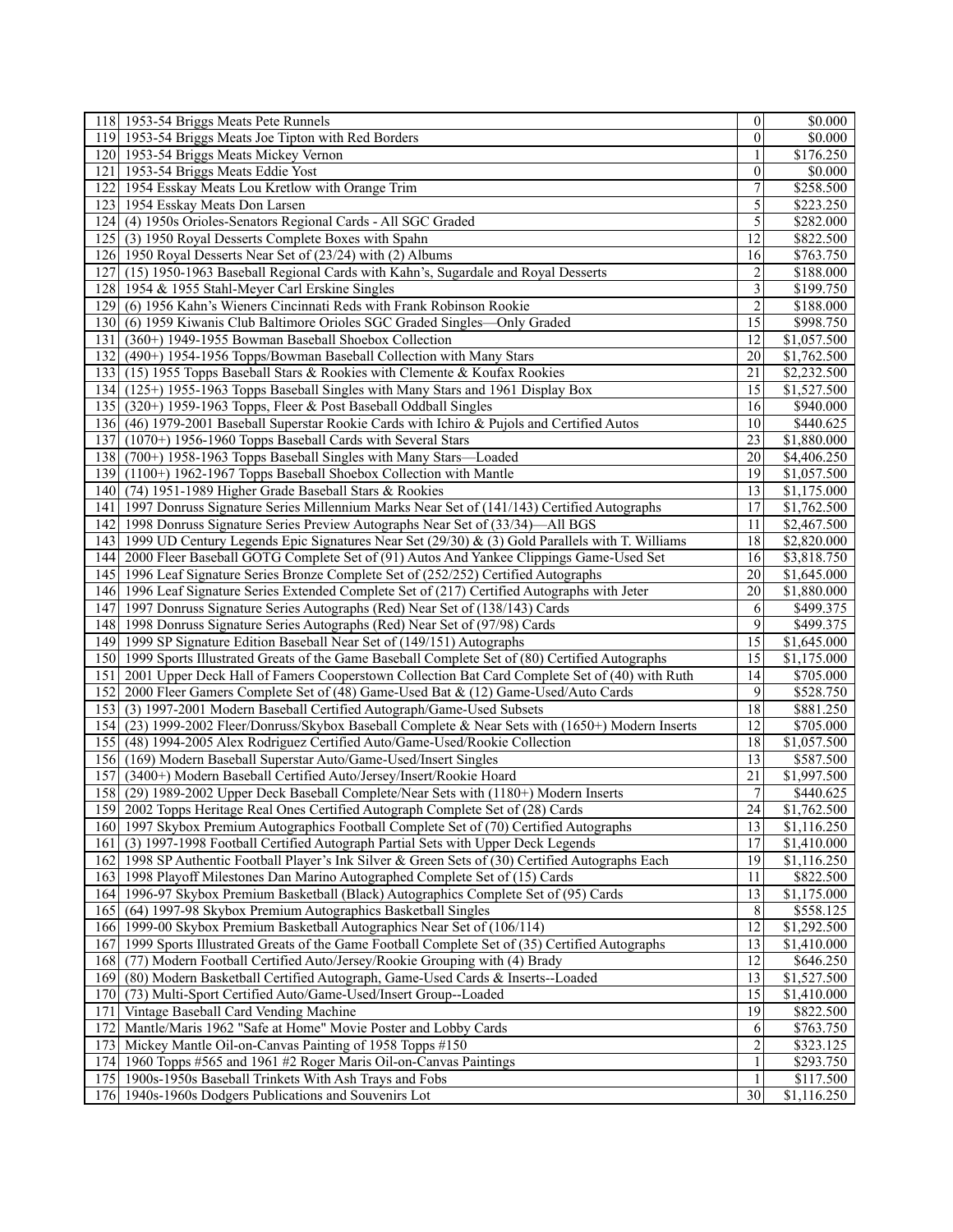| | | | |
|---|---|---|---|
| 118 | 1953-54 Briggs Meats Pete Runnels | 0 | $0.000 |
| 119 | 1953-54 Briggs Meats Joe Tipton with Red Borders | 0 | $0.000 |
| 120 | 1953-54 Briggs Meats Mickey Vernon | 1 | $176.250 |
| 121 | 1953-54 Briggs Meats Eddie Yost | 0 | $0.000 |
| 122 | 1954 Esskay Meats Lou Kretlow with Orange Trim | 7 | $258.500 |
| 123 | 1954 Esskay Meats Don Larsen | 5 | $223.250 |
| 124 | (4) 1950s Orioles-Senators Regional Cards - All SGC Graded | 5 | $282.000 |
| 125 | (3) 1950 Royal Desserts Complete Boxes with Spahn | 12 | $822.500 |
| 126 | 1950 Royal Desserts Near Set of (23/24) with (2) Albums | 16 | $763.750 |
| 127 | (15) 1950-1963 Baseball Regional Cards with Kahn's, Sugardale and Royal Desserts | 2 | $188.000 |
| 128 | 1954 & 1955 Stahl-Meyer Carl Erskine Singles | 3 | $199.750 |
| 129 | (6) 1956 Kahn's Wieners Cincinnati Reds with Frank Robinson Rookie | 2 | $188.000 |
| 130 | (6) 1959 Kiwanis Club Baltimore Orioles SGC Graded Singles—Only Graded | 15 | $998.750 |
| 131 | (360+) 1949-1955 Bowman Baseball Shoebox Collection | 12 | $1,057.500 |
| 132 | (490+) 1954-1956 Topps/Bowman Baseball Collection with Many Stars | 20 | $1,762.500 |
| 133 | (15) 1955 Topps Baseball Stars & Rookies with Clemente & Koufax Rookies | 21 | $2,232.500 |
| 134 | (125+) 1955-1963 Topps Baseball Singles with Many Stars and 1961 Display Box | 15 | $1,527.500 |
| 135 | (320+) 1959-1963 Topps, Fleer & Post Baseball Oddball Singles | 16 | $940.000 |
| 136 | (46) 1979-2001 Baseball Superstar Rookie Cards with Ichiro & Pujols and Certified Autos | 10 | $440.625 |
| 137 | (1070+) 1956-1960 Topps Baseball Cards with Several Stars | 23 | $1,880.000 |
| 138 | (700+) 1958-1963 Topps Baseball Singles with Many Stars—Loaded | 20 | $4,406.250 |
| 139 | (1100+) 1962-1967 Topps Baseball Shoebox Collection with Mantle | 19 | $1,057.500 |
| 140 | (74) 1951-1989 Higher Grade Baseball Stars & Rookies | 13 | $1,175.000 |
| 141 | 1997 Donruss Signature Series Millennium Marks Near Set of (141/143) Certified Autographs | 17 | $1,762.500 |
| 142 | 1998 Donruss Signature Series Preview Autographs Near Set of (33/34)—All BGS | 11 | $2,467.500 |
| 143 | 1999 UD Century Legends Epic Signatures Near Set (29/30) & (3) Gold Parallels with T. Williams | 18 | $2,820.000 |
| 144 | 2000 Fleer Baseball GOTG Complete Set of (91) Autos And Yankee Clippings Game-Used Set | 16 | $3,818.750 |
| 145 | 1996 Leaf Signature Series Bronze Complete Set of (252/252) Certified Autographs | 20 | $1,645.000 |
| 146 | 1996 Leaf Signature Series Extended Complete Set of (217) Certified Autographs with Jeter | 20 | $1,880.000 |
| 147 | 1997 Donruss Signature Series Autographs (Red) Near Set of (138/143) Cards | 6 | $499.375 |
| 148 | 1998 Donruss Signature Series Autographs (Red) Near Set of (97/98) Cards | 9 | $499.375 |
| 149 | 1999 SP Signature Edition Baseball Near Set of (149/151) Autographs | 15 | $1,645.000 |
| 150 | 1999 Sports Illustrated Greats of the Game Baseball Complete Set of (80) Certified Autographs | 15 | $1,175.000 |
| 151 | 2001 Upper Deck Hall of Famers Cooperstown Collection Bat Card Complete Set of (40) with Ruth | 14 | $705.000 |
| 152 | 2000 Fleer Gamers Complete Set of (48) Game-Used Bat & (12) Game-Used/Auto Cards | 9 | $528.750 |
| 153 | (3) 1997-2001 Modern Baseball Certified Autograph/Game-Used Subsets | 18 | $881.250 |
| 154 | (23) 1999-2002 Fleer/Donruss/Skybox Baseball Complete & Near Sets with (1650+) Modern Inserts | 12 | $705.000 |
| 155 | (48) 1994-2005 Alex Rodriguez Certified Auto/Game-Used/Rookie Collection | 18 | $1,057.500 |
| 156 | (169) Modern Baseball Superstar Auto/Game-Used/Insert Singles | 13 | $587.500 |
| 157 | (3400+) Modern Baseball Certified Auto/Jersey/Insert/Rookie Hoard | 21 | $1,997.500 |
| 158 | (29) 1989-2002 Upper Deck Baseball Complete/Near Sets with (1180+) Modern Inserts | 7 | $440.625 |
| 159 | 2002 Topps Heritage Real Ones Certified Autograph Complete Set of (28) Cards | 24 | $1,762.500 |
| 160 | 1997 Skybox Premium Autographics Football Complete Set of (70) Certified Autographs | 13 | $1,116.250 |
| 161 | (3) 1997-1998 Football Certified Autograph Partial Sets with Upper Deck Legends | 17 | $1,410.000 |
| 162 | 1998 SP Authentic Football Player's Ink Silver & Green Sets of (30) Certified Autographs Each | 19 | $1,116.250 |
| 163 | 1998 Playoff Milestones Dan Marino Autographed Complete Set of (15) Cards | 11 | $822.500 |
| 164 | 1996-97 Skybox Premium Basketball (Black) Autographics Complete Set of (95) Cards | 13 | $1,175.000 |
| 165 | (64) 1997-98 Skybox Premium Autographics Basketball Singles | 8 | $558.125 |
| 166 | 1999-00 Skybox Premium Basketball Autographics Near Set of (106/114) | 12 | $1,292.500 |
| 167 | 1999 Sports Illustrated Greats of the Game Football Complete Set of (35) Certified Autographs | 13 | $1,410.000 |
| 168 | (77) Modern Football Certified Auto/Jersey/Rookie Grouping with (4) Brady | 12 | $646.250 |
| 169 | (80) Modern Basketball Certified Autograph, Game-Used Cards & Inserts--Loaded | 13 | $1,527.500 |
| 170 | (73) Multi-Sport Certified Auto/Game-Used/Insert Group--Loaded | 15 | $1,410.000 |
| 171 | Vintage Baseball Card Vending Machine | 19 | $822.500 |
| 172 | Mantle/Maris 1962 "Safe at Home" Movie Poster and Lobby Cards | 6 | $763.750 |
| 173 | Mickey Mantle Oil-on-Canvas Painting of 1958 Topps #150 | 2 | $323.125 |
| 174 | 1960 Topps #565 and 1961 #2 Roger Maris Oil-on-Canvas Paintings | 1 | $293.750 |
| 175 | 1900s-1950s Baseball Trinkets With Ash Trays and Fobs | 1 | $117.500 |
| 176 | 1940s-1960s Dodgers Publications and Souvenirs Lot | 30 | $1,116.250 |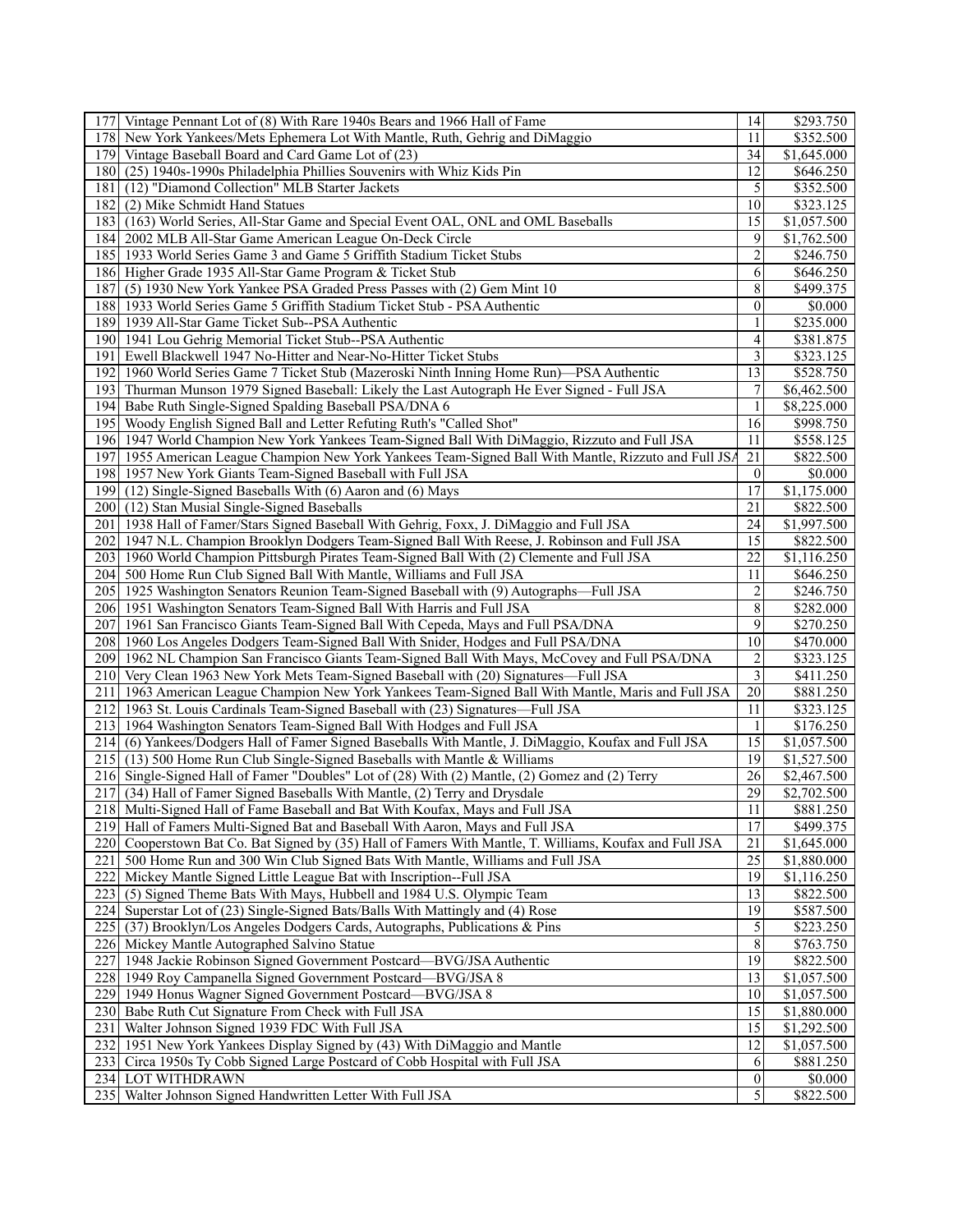| | | | |
|---|---|---|---|
| 177 | Vintage Pennant Lot of (8) With Rare 1940s Bears and 1966 Hall of Fame | 14 | \$293.750 |
| 178 | New York Yankees/Mets Ephemera Lot With Mantle, Ruth, Gehrig and DiMaggio | 11 | \$352.500 |
| 179 | Vintage Baseball Board and Card Game Lot of (23) | 34 | \$1,645.000 |
| 180 | (25) 1940s-1990s Philadelphia Phillies Souvenirs with Whiz Kids Pin | 12 | \$646.250 |
| 181 | (12) "Diamond Collection" MLB Starter Jackets | 5 | \$352.500 |
| 182 | (2) Mike Schmidt Hand Statues | 10 | \$323.125 |
| 183 | (163) World Series, All-Star Game and Special Event OAL, ONL and OML Baseballs | 15 | \$1,057.500 |
| 184 | 2002 MLB All-Star Game American League On-Deck Circle | 9 | \$1,762.500 |
| 185 | 1933 World Series Game 3 and Game 5 Griffith Stadium Ticket Stubs | 2 | \$246.750 |
| 186 | Higher Grade 1935 All-Star Game Program & Ticket Stub | 6 | \$646.250 |
| 187 | (5) 1930 New York Yankee PSA Graded Press Passes with (2) Gem Mint 10 | 8 | \$499.375 |
| 188 | 1933 World Series Game 5 Griffith Stadium Ticket Stub - PSA Authentic | 0 | \$0.000 |
| 189 | 1939 All-Star Game Ticket Sub--PSA Authentic | 1 | \$235.000 |
| 190 | 1941 Lou Gehrig Memorial Ticket Stub--PSA Authentic | 4 | \$381.875 |
| 191 | Ewell Blackwell 1947 No-Hitter and Near-No-Hitter Ticket Stubs | 3 | \$323.125 |
| 192 | 1960 World Series Game 7 Ticket Stub (Mazeroski Ninth Inning Home Run)—PSA Authentic | 13 | \$528.750 |
| 193 | Thurman Munson 1979 Signed Baseball: Likely the Last Autograph He Ever Signed - Full JSA | 7 | \$6,462.500 |
| 194 | Babe Ruth Single-Signed Spalding Baseball PSA/DNA 6 | 1 | \$8,225.000 |
| 195 | Woody English Signed Ball and Letter Refuting Ruth's "Called Shot" | 16 | \$998.750 |
| 196 | 1947 World Champion New York Yankees Team-Signed Ball With DiMaggio, Rizzuto and Full JSA | 11 | \$558.125 |
| 197 | 1955 American League Champion New York Yankees Team-Signed Ball With Mantle, Rizzuto and Full JSA | 21 | \$822.500 |
| 198 | 1957 New York Giants Team-Signed Baseball with Full JSA | 0 | \$0.000 |
| 199 | (12) Single-Signed Baseballs With (6) Aaron and (6) Mays | 17 | \$1,175.000 |
| 200 | (12) Stan Musial Single-Signed Baseballs | 21 | \$822.500 |
| 201 | 1938 Hall of Famer/Stars Signed Baseball With Gehrig, Foxx, J. DiMaggio and Full JSA | 24 | \$1,997.500 |
| 202 | 1947 N.L. Champion Brooklyn Dodgers Team-Signed Ball With Reese, J. Robinson and Full JSA | 15 | \$822.500 |
| 203 | 1960 World Champion Pittsburgh Pirates Team-Signed Ball With (2) Clemente and Full JSA | 22 | \$1,116.250 |
| 204 | 500 Home Run Club Signed Ball With Mantle, Williams and Full JSA | 11 | \$646.250 |
| 205 | 1925 Washington Senators Reunion Team-Signed Baseball with (9) Autographs—Full JSA | 2 | \$246.750 |
| 206 | 1951 Washington Senators Team-Signed Ball With Harris and Full JSA | 8 | \$282.000 |
| 207 | 1961 San Francisco Giants Team-Signed Ball With Cepeda, Mays and Full PSA/DNA | 9 | \$270.250 |
| 208 | 1960 Los Angeles Dodgers Team-Signed Ball With Snider, Hodges and Full PSA/DNA | 10 | \$470.000 |
| 209 | 1962 NL Champion San Francisco Giants Team-Signed Ball With Mays, McCovey and Full PSA/DNA | 2 | \$323.125 |
| 210 | Very Clean 1963 New York Mets Team-Signed Baseball with (20) Signatures—Full JSA | 3 | \$411.250 |
| 211 | 1963 American League Champion New York Yankees Team-Signed Ball With Mantle, Maris and Full JSA | 20 | \$881.250 |
| 212 | 1963 St. Louis Cardinals Team-Signed Baseball with (23) Signatures—Full JSA | 11 | \$323.125 |
| 213 | 1964 Washington Senators Team-Signed Ball With Hodges and Full JSA | 1 | \$176.250 |
| 214 | (6) Yankees/Dodgers Hall of Famer Signed Baseballs With Mantle, J. DiMaggio, Koufax and Full JSA | 15 | \$1,057.500 |
| 215 | (13) 500 Home Run Club Single-Signed Baseballs with Mantle & Williams | 19 | \$1,527.500 |
| 216 | Single-Signed Hall of Famer "Doubles" Lot of (28) With (2) Mantle, (2) Gomez and (2) Terry | 26 | \$2,467.500 |
| 217 | (34) Hall of Famer Signed Baseballs With Mantle, (2) Terry and Drysdale | 29 | \$2,702.500 |
| 218 | Multi-Signed Hall of Fame Baseball and Bat With Koufax, Mays and Full JSA | 11 | \$881.250 |
| 219 | Hall of Famers Multi-Signed Bat and Baseball With Aaron, Mays and Full JSA | 17 | \$499.375 |
| 220 | Cooperstown Bat Co. Bat Signed by (35) Hall of Famers With Mantle, T. Williams, Koufax and Full JSA | 21 | \$1,645.000 |
| 221 | 500 Home Run and 300 Win Club Signed Bats With Mantle, Williams and Full JSA | 25 | \$1,880.000 |
| 222 | Mickey Mantle Signed Little League Bat with Inscription--Full JSA | 19 | \$1,116.250 |
| 223 | (5) Signed Theme Bats With Mays, Hubbell and 1984 U.S. Olympic Team | 13 | \$822.500 |
| 224 | Superstar Lot of (23) Single-Signed Bats/Balls With Mattingly and (4) Rose | 19 | \$587.500 |
| 225 | (37) Brooklyn/Los Angeles Dodgers Cards, Autographs, Publications & Pins | 5 | \$223.250 |
| 226 | Mickey Mantle Autographed Salvino Statue | 8 | \$763.750 |
| 227 | 1948 Jackie Robinson Signed Government Postcard—BVG/JSA Authentic | 19 | \$822.500 |
| 228 | 1949 Roy Campanella Signed Government Postcard—BVG/JSA 8 | 13 | \$1,057.500 |
| 229 | 1949 Honus Wagner Signed Government Postcard—BVG/JSA 8 | 10 | \$1,057.500 |
| 230 | Babe Ruth Cut Signature From Check with Full JSA | 15 | \$1,880.000 |
| 231 | Walter Johnson Signed 1939 FDC With Full JSA | 15 | \$1,292.500 |
| 232 | 1951 New York Yankees Display Signed by (43) With DiMaggio and Mantle | 12 | \$1,057.500 |
| 233 | Circa 1950s Ty Cobb Signed Large Postcard of Cobb Hospital with Full JSA | 6 | \$881.250 |
| 234 | LOT WITHDRAWN | 0 | \$0.000 |
| 235 | Walter Johnson Signed Handwritten Letter With Full JSA | 5 | \$822.500 |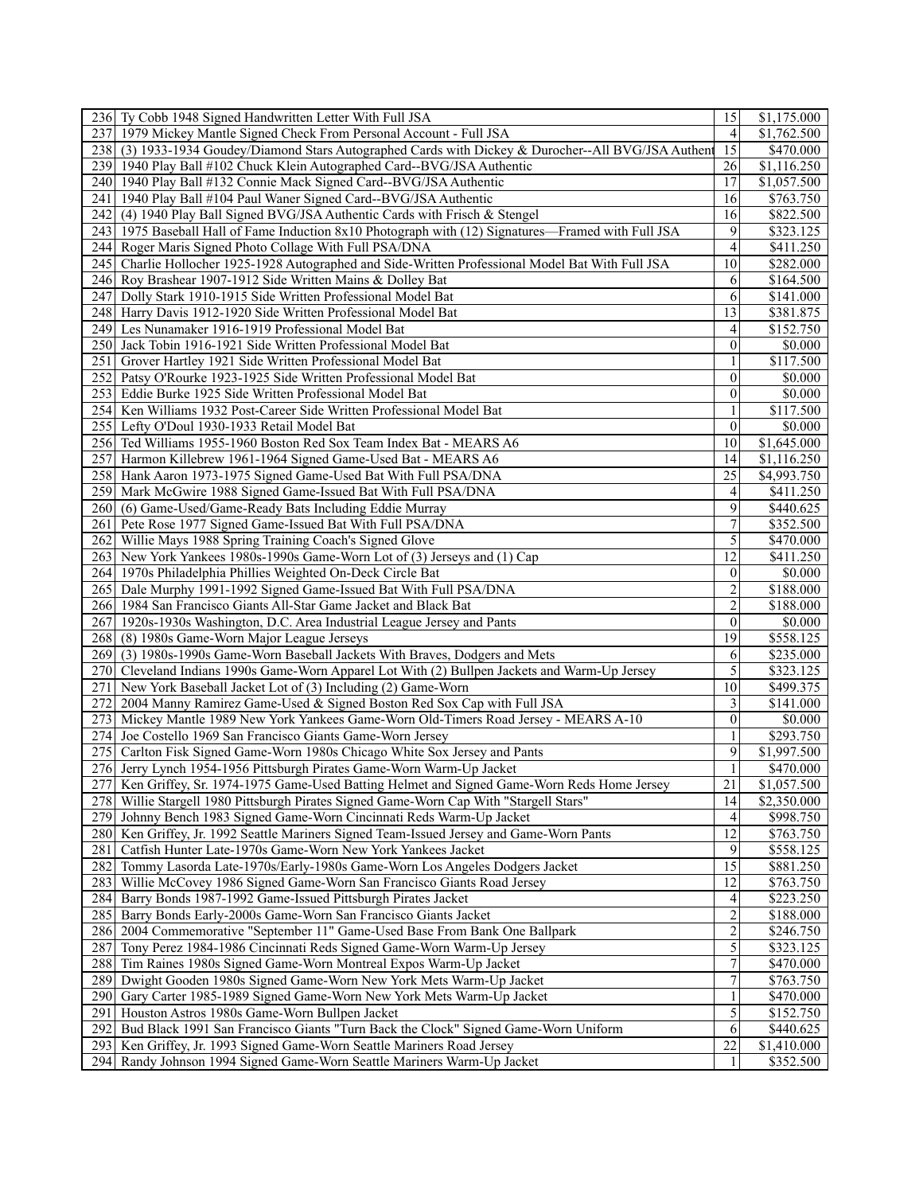| | | | |
|---|---|---|---|
| 236 | Ty Cobb 1948 Signed Handwritten Letter With Full JSA | 15 | $1,175.000 |
| 237 | 1979 Mickey Mantle Signed Check From Personal Account - Full JSA | 4 | $1,762.500 |
| 238 | (3) 1933-1934 Goudey/Diamond Stars Autographed Cards with Dickey & Durocher--All BVG/JSA Authent | 15 | $470.000 |
| 239 | 1940 Play Ball #102 Chuck Klein Autographed Card--BVG/JSA Authentic | 26 | $1,116.250 |
| 240 | 1940 Play Ball #132 Connie Mack Signed Card--BVG/JSA Authentic | 17 | $1,057.500 |
| 241 | 1940 Play Ball #104 Paul Waner Signed Card--BVG/JSA Authentic | 16 | $763.750 |
| 242 | (4) 1940 Play Ball Signed BVG/JSA Authentic Cards with Frisch & Stengel | 16 | $822.500 |
| 243 | 1975 Baseball Hall of Fame Induction 8x10 Photograph with (12) Signatures—Framed with Full JSA | 9 | $323.125 |
| 244 | Roger Maris Signed Photo Collage With Full PSA/DNA | 4 | $411.250 |
| 245 | Charlie Hollocher 1925-1928 Autographed and Side-Written Professional Model Bat With Full JSA | 10 | $282.000 |
| 246 | Roy Brashear 1907-1912 Side Written Mains & Dolley Bat | 6 | $164.500 |
| 247 | Dolly Stark 1910-1915 Side Written Professional Model Bat | 6 | $141.000 |
| 248 | Harry Davis 1912-1920 Side Written Professional Model Bat | 13 | $381.875 |
| 249 | Les Nunamaker 1916-1919 Professional Model Bat | 4 | $152.750 |
| 250 | Jack Tobin 1916-1921 Side Written Professional Model Bat | 0 | $0.000 |
| 251 | Grover Hartley 1921 Side Written Professional Model Bat | 1 | $117.500 |
| 252 | Patsy O'Rourke 1923-1925 Side Written Professional Model Bat | 0 | $0.000 |
| 253 | Eddie Burke 1925 Side Written Professional Model Bat | 0 | $0.000 |
| 254 | Ken Williams 1932 Post-Career Side Written Professional Model Bat | 1 | $117.500 |
| 255 | Lefty O'Doul 1930-1933 Retail Model Bat | 0 | $0.000 |
| 256 | Ted Williams 1955-1960 Boston Red Sox Team Index Bat - MEARS A6 | 10 | $1,645.000 |
| 257 | Harmon Killebrew 1961-1964 Signed Game-Used Bat - MEARS A6 | 14 | $1,116.250 |
| 258 | Hank Aaron 1973-1975 Signed Game-Used Bat With Full PSA/DNA | 25 | $4,993.750 |
| 259 | Mark McGwire 1988 Signed Game-Issued Bat With Full PSA/DNA | 4 | $411.250 |
| 260 | (6) Game-Used/Game-Ready Bats Including Eddie Murray | 9 | $440.625 |
| 261 | Pete Rose 1977 Signed Game-Issued Bat With Full PSA/DNA | 7 | $352.500 |
| 262 | Willie Mays 1988 Spring Training Coach's Signed Glove | 5 | $470.000 |
| 263 | New York Yankees 1980s-1990s Game-Worn Lot of (3) Jerseys and (1) Cap | 12 | $411.250 |
| 264 | 1970s Philadelphia Phillies Weighted On-Deck Circle Bat | 0 | $0.000 |
| 265 | Dale Murphy 1991-1992 Signed Game-Issued Bat With Full PSA/DNA | 2 | $188.000 |
| 266 | 1984 San Francisco Giants All-Star Game Jacket and Black Bat | 2 | $188.000 |
| 267 | 1920s-1930s Washington, D.C. Area Industrial League Jersey and Pants | 0 | $0.000 |
| 268 | (8) 1980s Game-Worn Major League Jerseys | 19 | $558.125 |
| 269 | (3) 1980s-1990s Game-Worn Baseball Jackets With Braves, Dodgers and Mets | 6 | $235.000 |
| 270 | Cleveland Indians 1990s Game-Worn Apparel Lot With (2) Bullpen Jackets and Warm-Up Jersey | 5 | $323.125 |
| 271 | New York Baseball Jacket Lot of (3) Including (2) Game-Worn | 10 | $499.375 |
| 272 | 2004 Manny Ramirez Game-Used & Signed Boston Red Sox Cap with Full JSA | 3 | $141.000 |
| 273 | Mickey Mantle 1989 New York Yankees Game-Worn Old-Timers Road Jersey - MEARS A-10 | 0 | $0.000 |
| 274 | Joe Costello 1969 San Francisco Giants Game-Worn Jersey | 1 | $293.750 |
| 275 | Carlton Fisk Signed Game-Worn 1980s Chicago White Sox Jersey and Pants | 9 | $1,997.500 |
| 276 | Jerry Lynch 1954-1956 Pittsburgh Pirates Game-Worn Warm-Up Jacket | 1 | $470.000 |
| 277 | Ken Griffey, Sr. 1974-1975 Game-Used Batting Helmet and Signed Game-Worn Reds Home Jersey | 21 | $1,057.500 |
| 278 | Willie Stargell 1980 Pittsburgh Pirates Signed Game-Worn Cap With "Stargell Stars" | 14 | $2,350.000 |
| 279 | Johnny Bench 1983 Signed Game-Worn Cincinnati Reds Warm-Up Jacket | 4 | $998.750 |
| 280 | Ken Griffey, Jr. 1992 Seattle Mariners Signed Team-Issued Jersey and Game-Worn Pants | 12 | $763.750 |
| 281 | Catfish Hunter Late-1970s Game-Worn New York Yankees Jacket | 9 | $558.125 |
| 282 | Tommy Lasorda Late-1970s/Early-1980s Game-Worn Los Angeles Dodgers Jacket | 15 | $881.250 |
| 283 | Willie McCovey 1986 Signed Game-Worn San Francisco Giants Road Jersey | 12 | $763.750 |
| 284 | Barry Bonds 1987-1992 Game-Issued Pittsburgh Pirates Jacket | 4 | $223.250 |
| 285 | Barry Bonds Early-2000s Game-Worn San Francisco Giants Jacket | 2 | $188.000 |
| 286 | 2004 Commemorative "September 11" Game-Used Base From Bank One Ballpark | 2 | $246.750 |
| 287 | Tony Perez 1984-1986 Cincinnati Reds Signed Game-Worn Warm-Up Jersey | 5 | $323.125 |
| 288 | Tim Raines 1980s Signed Game-Worn Montreal Expos Warm-Up Jacket | 7 | $470.000 |
| 289 | Dwight Gooden 1980s Signed Game-Worn New York Mets Warm-Up Jacket | 7 | $763.750 |
| 290 | Gary Carter 1985-1989 Signed Game-Worn New York Mets Warm-Up Jacket | 1 | $470.000 |
| 291 | Houston Astros 1980s Game-Worn Bullpen Jacket | 5 | $152.750 |
| 292 | Bud Black 1991 San Francisco Giants "Turn Back the Clock" Signed Game-Worn Uniform | 6 | $440.625 |
| 293 | Ken Griffey, Jr. 1993 Signed Game-Worn Seattle Mariners Road Jersey | 22 | $1,410.000 |
| 294 | Randy Johnson 1994 Signed Game-Worn Seattle Mariners Warm-Up Jacket | 1 | $352.500 |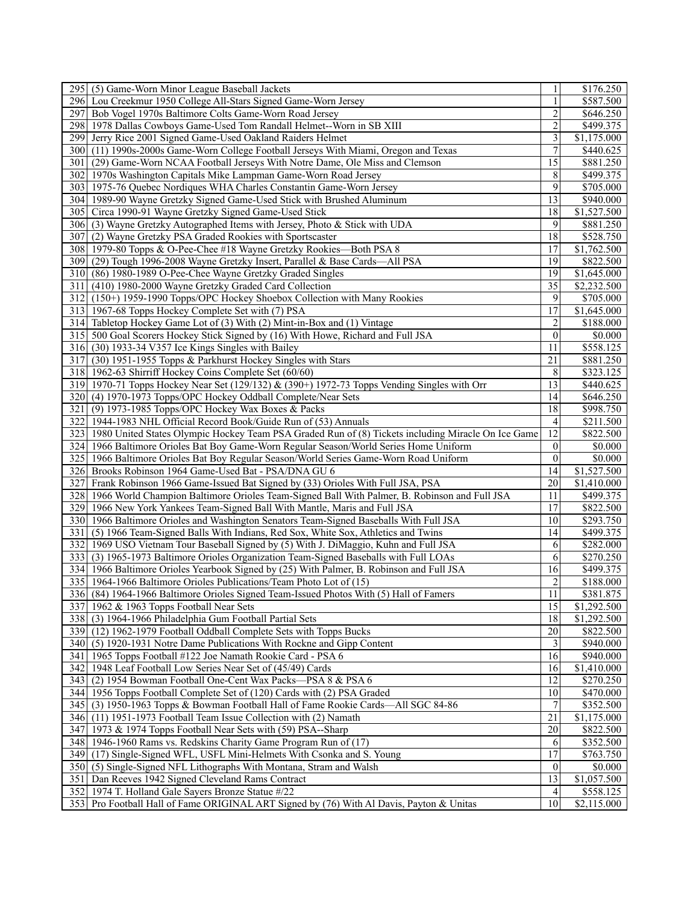| | | | |
|---|---|---|---|
| 295 | (5) Game-Worn Minor League Baseball Jackets | 1 | \$176.250 |
| 296 | Lou Creekmur 1950 College All-Stars Signed Game-Worn Jersey | 1 | \$587.500 |
| 297 | Bob Vogel 1970s Baltimore Colts Game-Worn Road Jersey | 2 | \$646.250 |
| 298 | 1978 Dallas Cowboys Game-Used Tom Randall Helmet--Worn in SB XIII | 2 | \$499.375 |
| 299 | Jerry Rice 2001 Signed Game-Used Oakland Raiders Helmet | 3 | \$1,175.000 |
| 300 | (11) 1990s-2000s Game-Worn College Football Jerseys With Miami, Oregon and Texas | 7 | \$440.625 |
| 301 | (29) Game-Worn NCAA Football Jerseys With Notre Dame, Ole Miss and Clemson | 15 | \$881.250 |
| 302 | 1970s Washington Capitals Mike Lampman Game-Worn Road Jersey | 8 | \$499.375 |
| 303 | 1975-76 Quebec Nordiques WHA Charles Constantin Game-Worn Jersey | 9 | \$705.000 |
| 304 | 1989-90 Wayne Gretzky Signed Game-Used Stick with Brushed Aluminum | 13 | \$940.000 |
| 305 | Circa 1990-91 Wayne Gretzky Signed Game-Used Stick | 18 | \$1,527.500 |
| 306 | (3) Wayne Gretzky Autographed Items with Jersey, Photo & Stick with UDA | 9 | \$881.250 |
| 307 | (2) Wayne Gretzky PSA Graded Rookies with Sportscaster | 18 | \$528.750 |
| 308 | 1979-80 Topps & O-Pee-Chee #18 Wayne Gretzky Rookies—Both PSA 8 | 17 | \$1,762.500 |
| 309 | (29) Tough 1996-2008 Wayne Gretzky Insert, Parallel & Base Cards—All PSA | 19 | \$822.500 |
| 310 | (86) 1980-1989 O-Pee-Chee Wayne Gretzky Graded Singles | 19 | \$1,645.000 |
| 311 | (410) 1980-2000 Wayne Gretzky Graded Card Collection | 35 | \$2,232.500 |
| 312 | (150+) 1959-1990 Topps/OPC Hockey Shoebox Collection with Many Rookies | 9 | \$705.000 |
| 313 | 1967-68 Topps Hockey Complete Set with (7) PSA | 17 | \$1,645.000 |
| 314 | Tabletop Hockey Game Lot of (3) With (2) Mint-in-Box and (1) Vintage | 2 | \$188.000 |
| 315 | 500 Goal Scorers Hockey Stick Signed by (16) With Howe, Richard and Full JSA | 0 | \$0.000 |
| 316 | (30) 1933-34 V357 Ice Kings Singles with Bailey | 11 | \$558.125 |
| 317 | (30) 1951-1955 Topps & Parkhurst Hockey Singles with Stars | 21 | \$881.250 |
| 318 | 1962-63 Shirriff Hockey Coins Complete Set (60/60) | 8 | \$323.125 |
| 319 | 1970-71 Topps Hockey Near Set (129/132) & (390+) 1972-73 Topps Vending Singles with Orr | 13 | \$440.625 |
| 320 | (4) 1970-1973 Topps/OPC Hockey Oddball Complete/Near Sets | 14 | \$646.250 |
| 321 | (9) 1973-1985 Topps/OPC Hockey Wax Boxes & Packs | 18 | \$998.750 |
| 322 | 1944-1983 NHL Official Record Book/Guide Run of (53) Annuals | 4 | \$211.500 |
| 323 | 1980 United States Olympic Hockey Team PSA Graded Run of (8) Tickets including Miracle On Ice Game | 12 | \$822.500 |
| 324 | 1966 Baltimore Orioles Bat Boy Game-Worn Regular Season/World Series Home Uniform | 0 | \$0.000 |
| 325 | 1966 Baltimore Orioles Bat Boy Regular Season/World Series Game-Worn Road Uniform | 0 | \$0.000 |
| 326 | Brooks Robinson 1964 Game-Used Bat - PSA/DNA GU 6 | 14 | \$1,527.500 |
| 327 | Frank Robinson 1966 Game-Issued Bat Signed by (33) Orioles With Full JSA, PSA | 20 | \$1,410.000 |
| 328 | 1966 World Champion Baltimore Orioles Team-Signed Ball With Palmer, B. Robinson and Full JSA | 11 | \$499.375 |
| 329 | 1966 New York Yankees Team-Signed Ball With Mantle, Maris and Full JSA | 17 | \$822.500 |
| 330 | 1966 Baltimore Orioles and Washington Senators Team-Signed Baseballs With Full JSA | 10 | \$293.750 |
| 331 | (5) 1966 Team-Signed Balls With Indians, Red Sox, White Sox, Athletics and Twins | 14 | \$499.375 |
| 332 | 1969 USO Vietnam Tour Baseball Signed by (5) With J. DiMaggio, Kuhn and Full JSA | 6 | \$282.000 |
| 333 | (3) 1965-1973 Baltimore Orioles Organization Team-Signed Baseballs with Full LOAs | 6 | \$270.250 |
| 334 | 1966 Baltimore Orioles Yearbook Signed by (25) With Palmer, B. Robinson and Full JSA | 16 | \$499.375 |
| 335 | 1964-1966 Baltimore Orioles Publications/Team Photo Lot of (15) | 2 | \$188.000 |
| 336 | (84) 1964-1966 Baltimore Orioles Signed Team-Issued Photos With (5) Hall of Famers | 11 | \$381.875 |
| 337 | 1962 & 1963 Topps Football Near Sets | 15 | \$1,292.500 |
| 338 | (3) 1964-1966 Philadelphia Gum Football Partial Sets | 18 | \$1,292.500 |
| 339 | (12) 1962-1979 Football Oddball Complete Sets with Topps Bucks | 20 | \$822.500 |
| 340 | (5) 1920-1931 Notre Dame Publications With Rockne and Gipp Content | 3 | \$940.000 |
| 341 | 1965 Topps Football #122 Joe Namath Rookie Card - PSA 6 | 16 | \$940.000 |
| 342 | 1948 Leaf Football Low Series Near Set of (45/49) Cards | 16 | \$1,410.000 |
| 343 | (2) 1954 Bowman Football One-Cent Wax Packs—PSA 8 & PSA 6 | 12 | \$270.250 |
| 344 | 1956 Topps Football Complete Set of (120) Cards with (2) PSA Graded | 10 | \$470.000 |
| 345 | (3) 1950-1963 Topps & Bowman Football Hall of Fame Rookie Cards—All SGC 84-86 | 7 | \$352.500 |
| 346 | (11) 1951-1973 Football Team Issue Collection with (2) Namath | 21 | \$1,175.000 |
| 347 | 1973 & 1974 Topps Football Near Sets with (59) PSA--Sharp | 20 | \$822.500 |
| 348 | 1946-1960 Rams vs. Redskins Charity Game Program Run of (17) | 6 | \$352.500 |
| 349 | (17) Single-Signed WFL, USFL Mini-Helmets With Csonka and S. Young | 17 | \$763.750 |
| 350 | (5) Single-Signed NFL Lithographs With Montana, Stram and Walsh | 0 | \$0.000 |
| 351 | Dan Reeves 1942 Signed Cleveland Rams Contract | 13 | \$1,057.500 |
| 352 | 1974 T. Holland Gale Sayers Bronze Statue #/22 | 4 | \$558.125 |
| 353 | Pro Football Hall of Fame ORIGINAL ART Signed by (76) With Al Davis, Payton & Unitas | 10 | \$2,115.000 |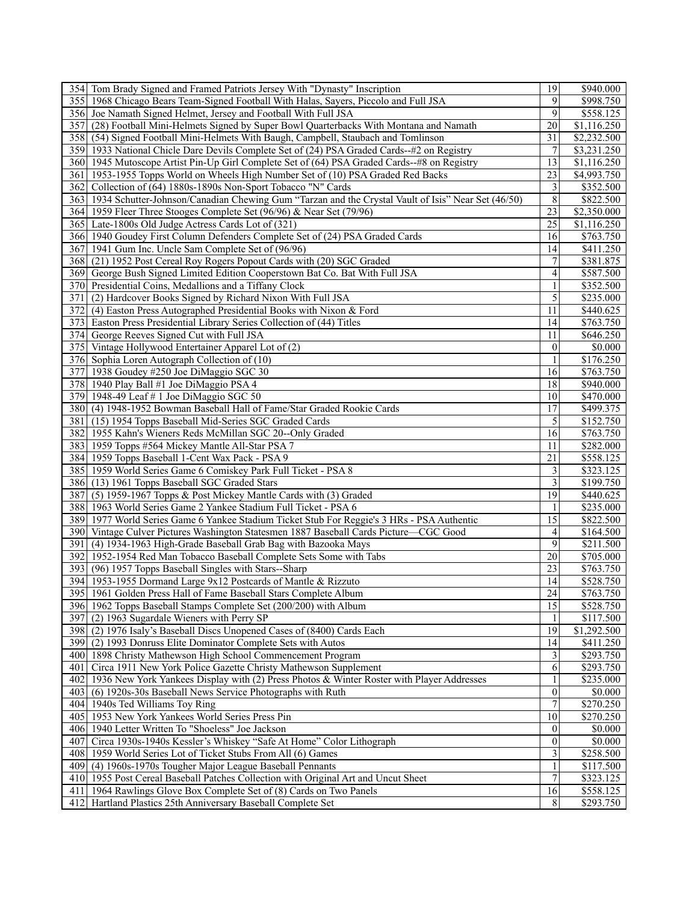| | | | |
|---|---|---|---|
| 354 | Tom Brady Signed and Framed Patriots Jersey With "Dynasty" Inscription | 19 | $940.000 |
| 355 | 1968 Chicago Bears Team-Signed Football With Halas, Sayers, Piccolo and Full JSA | 9 | $998.750 |
| 356 | Joe Namath Signed Helmet, Jersey and Football With Full JSA | 9 | $558.125 |
| 357 | (28) Football Mini-Helmets Signed by Super Bowl Quarterbacks With Montana and Namath | 20 | $1,116.250 |
| 358 | (54) Signed Football Mini-Helmets With Baugh, Campbell, Staubach and Tomlinson | 31 | $2,232.500 |
| 359 | 1933 National Chicle Dare Devils Complete Set of (24) PSA Graded Cards--#2 on Registry | 7 | $3,231.250 |
| 360 | 1945 Mutoscope Artist Pin-Up Girl Complete Set of (64) PSA Graded Cards--#8 on Registry | 13 | $1,116.250 |
| 361 | 1953-1955 Topps World on Wheels High Number Set of (10) PSA Graded Red Backs | 23 | $4,993.750 |
| 362 | Collection of (64) 1880s-1890s Non-Sport Tobacco "N" Cards | 3 | $352.500 |
| 363 | 1934 Schutter-Johnson/Canadian Chewing Gum "Tarzan and the Crystal Vault of Isis" Near Set (46/50) | 8 | $822.500 |
| 364 | 1959 Fleer Three Stooges Complete Set (96/96) & Near Set (79/96) | 23 | $2,350.000 |
| 365 | Late-1800s Old Judge Actress Cards Lot of (321) | 25 | $1,116.250 |
| 366 | 1940 Goudey First Column Defenders Complete Set of (24) PSA Graded Cards | 16 | $763.750 |
| 367 | 1941 Gum Inc. Uncle Sam Complete Set of (96/96) | 14 | $411.250 |
| 368 | (21) 1952 Post Cereal Roy Rogers Popout Cards with (20) SGC Graded | 7 | $381.875 |
| 369 | George Bush Signed Limited Edition Cooperstown Bat Co. Bat With Full JSA | 4 | $587.500 |
| 370 | Presidential Coins, Medallions and a Tiffany Clock | 1 | $352.500 |
| 371 | (2) Hardcover Books Signed by Richard Nixon With Full JSA | 5 | $235.000 |
| 372 | (4) Easton Press Autographed Presidential Books with Nixon & Ford | 11 | $440.625 |
| 373 | Easton Press Presidential Library Series Collection of (44) Titles | 14 | $763.750 |
| 374 | George Reeves Signed Cut with Full JSA | 11 | $646.250 |
| 375 | Vintage Hollywood Entertainer Apparel Lot of (2) | 0 | $0.000 |
| 376 | Sophia Loren Autograph Collection of (10) | 1 | $176.250 |
| 377 | 1938 Goudey #250 Joe DiMaggio SGC 30 | 16 | $763.750 |
| 378 | 1940 Play Ball #1 Joe DiMaggio PSA 4 | 18 | $940.000 |
| 379 | 1948-49 Leaf # 1 Joe DiMaggio SGC 50 | 10 | $470.000 |
| 380 | (4) 1948-1952 Bowman Baseball Hall of Fame/Star Graded Rookie Cards | 17 | $499.375 |
| 381 | (15) 1954 Topps Baseball Mid-Series SGC Graded Cards | 5 | $152.750 |
| 382 | 1955 Kahn's Wieners Reds McMillan SGC 20--Only Graded | 16 | $763.750 |
| 383 | 1959 Topps #564 Mickey Mantle All-Star PSA 7 | 11 | $282.000 |
| 384 | 1959 Topps Baseball 1-Cent Wax Pack - PSA 9 | 21 | $558.125 |
| 385 | 1959 World Series Game 6 Comiskey Park Full Ticket - PSA 8 | 3 | $323.125 |
| 386 | (13) 1961 Topps Baseball SGC Graded Stars | 3 | $199.750 |
| 387 | (5) 1959-1967 Topps & Post Mickey Mantle Cards with (3) Graded | 19 | $440.625 |
| 388 | 1963 World Series Game 2 Yankee Stadium Full Ticket - PSA 6 | 1 | $235.000 |
| 389 | 1977 World Series Game 6 Yankee Stadium Ticket Stub For Reggie's 3 HRs - PSA Authentic | 15 | $822.500 |
| 390 | Vintage Culver Pictures Washington Statesmen 1887 Baseball Cards Picture—CGC Good | 4 | $164.500 |
| 391 | (4) 1934-1963 High-Grade Baseball Grab Bag with Bazooka Mays | 9 | $211.500 |
| 392 | 1952-1954 Red Man Tobacco Baseball Complete Sets Some with Tabs | 20 | $705.000 |
| 393 | (96) 1957 Topps Baseball Singles with Stars--Sharp | 23 | $763.750 |
| 394 | 1953-1955 Dormand Large 9x12 Postcards of Mantle & Rizzuto | 14 | $528.750 |
| 395 | 1961 Golden Press Hall of Fame Baseball Stars Complete Album | 24 | $763.750 |
| 396 | 1962 Topps Baseball Stamps Complete Set (200/200) with Album | 15 | $528.750 |
| 397 | (2) 1963 Sugardale Wieners with Perry SP | 1 | $117.500 |
| 398 | (2) 1976 Isaly's Baseball Discs Unopened Cases of (8400) Cards Each | 19 | $1,292.500 |
| 399 | (2) 1993 Donruss Elite Dominator Complete Sets with Autos | 14 | $411.250 |
| 400 | 1898 Christy Mathewson High School Commencement Program | 3 | $293.750 |
| 401 | Circa 1911 New York Police Gazette Christy Mathewson Supplement | 6 | $293.750 |
| 402 | 1936 New York Yankees Display with (2) Press Photos & Winter Roster with Player Addresses | 1 | $235.000 |
| 403 | (6) 1920s-30s Baseball News Service Photographs with Ruth | 0 | $0.000 |
| 404 | 1940s Ted Williams Toy Ring | 7 | $270.250 |
| 405 | 1953 New York Yankees World Series Press Pin | 10 | $270.250 |
| 406 | 1940 Letter Written To "Shoeless" Joe Jackson | 0 | $0.000 |
| 407 | Circa 1930s-1940s Kessler's Whiskey "Safe At Home" Color Lithograph | 0 | $0.000 |
| 408 | 1959 World Series Lot of Ticket Stubs From All (6) Games | 3 | $258.500 |
| 409 | (4) 1960s-1970s Tougher Major League Baseball Pennants | 1 | $117.500 |
| 410 | 1955 Post Cereal Baseball Patches Collection with Original Art and Uncut Sheet | 7 | $323.125 |
| 411 | 1964 Rawlings Glove Box Complete Set of (8) Cards on Two Panels | 16 | $558.125 |
| 412 | Hartland Plastics 25th Anniversary Baseball Complete Set | 8 | $293.750 |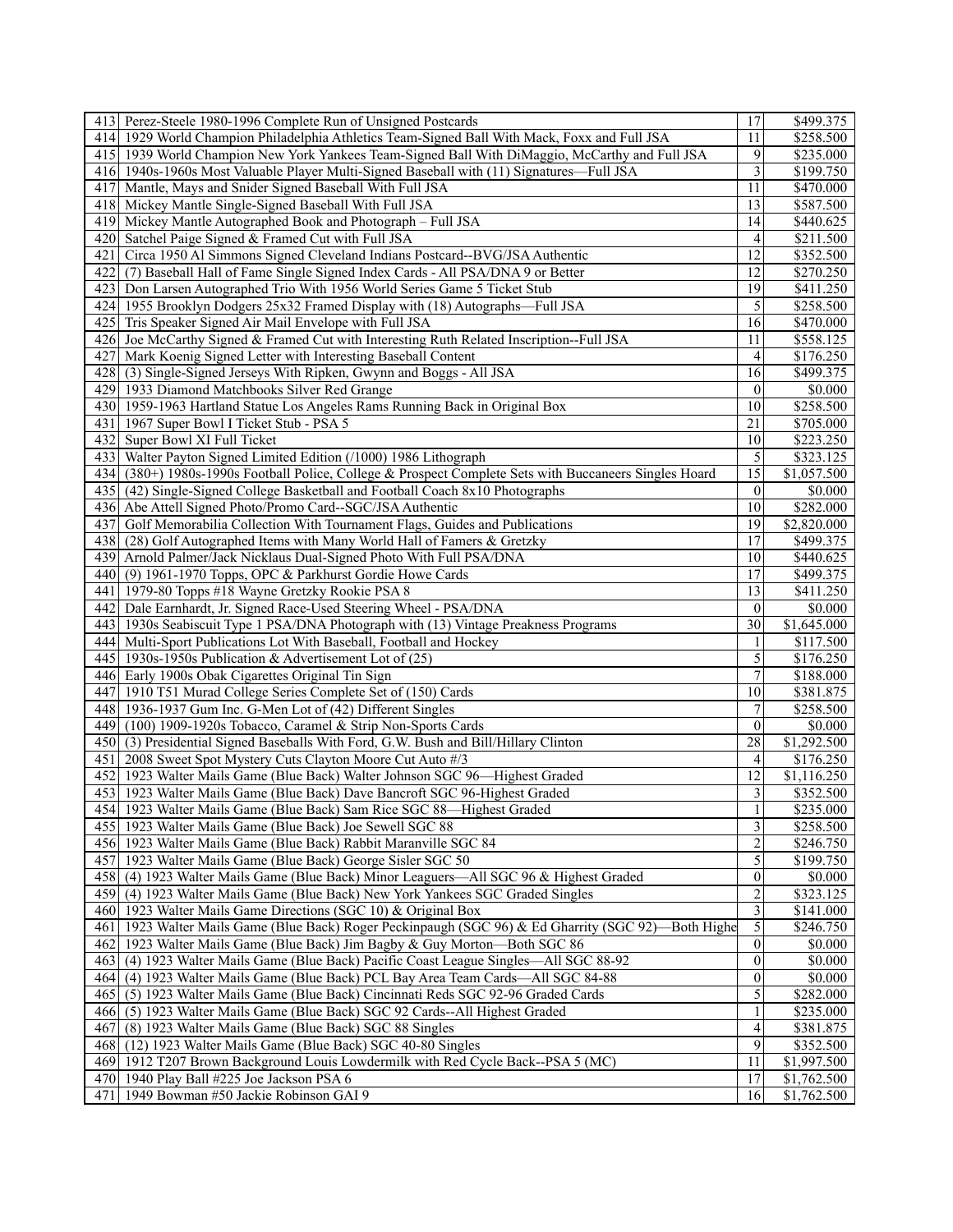| | | | |
|---|---|---|---|
| 413 | Perez-Steele 1980-1996 Complete Run of Unsigned Postcards | 17 | \$499.375 |
| 414 | 1929 World Champion Philadelphia Athletics Team-Signed Ball With Mack, Foxx and Full JSA | 11 | \$258.500 |
| 415 | 1939 World Champion New York Yankees Team-Signed Ball With DiMaggio, McCarthy and Full JSA | 9 | \$235.000 |
| 416 | 1940s-1960s Most Valuable Player Multi-Signed Baseball with (11) Signatures—Full JSA | 3 | \$199.750 |
| 417 | Mantle, Mays and Snider Signed Baseball With Full JSA | 11 | \$470.000 |
| 418 | Mickey Mantle Single-Signed Baseball With Full JSA | 13 | \$587.500 |
| 419 | Mickey Mantle Autographed Book and Photograph – Full JSA | 14 | \$440.625 |
| 420 | Satchel Paige Signed & Framed Cut with Full JSA | 4 | \$211.500 |
| 421 | Circa 1950 Al Simmons Signed Cleveland Indians Postcard--BVG/JSA Authentic | 12 | \$352.500 |
| 422 | (7) Baseball Hall of Fame Single Signed Index Cards - All PSA/DNA 9 or Better | 12 | \$270.250 |
| 423 | Don Larsen Autographed Trio With 1956 World Series Game 5 Ticket Stub | 19 | \$411.250 |
| 424 | 1955 Brooklyn Dodgers 25x32 Framed Display with (18) Autographs—Full JSA | 5 | \$258.500 |
| 425 | Tris Speaker Signed Air Mail Envelope with Full JSA | 16 | \$470.000 |
| 426 | Joe McCarthy Signed & Framed Cut with Interesting Ruth Related Inscription--Full JSA | 11 | \$558.125 |
| 427 | Mark Koenig Signed Letter with Interesting Baseball Content | 4 | \$176.250 |
| 428 | (3) Single-Signed Jerseys With Ripken, Gwynn and Boggs - All JSA | 16 | \$499.375 |
| 429 | 1933 Diamond Matchbooks Silver Red Grange | 0 | \$0.000 |
| 430 | 1959-1963 Hartland Statue Los Angeles Rams Running Back in Original Box | 10 | \$258.500 |
| 431 | 1967 Super Bowl I Ticket Stub - PSA 5 | 21 | \$705.000 |
| 432 | Super Bowl XI Full Ticket | 10 | \$223.250 |
| 433 | Walter Payton Signed Limited Edition (/1000) 1986 Lithograph | 5 | \$323.125 |
| 434 | (380+) 1980s-1990s Football Police, College & Prospect Complete Sets with Buccaneers Singles Hoard | 15 | \$1,057.500 |
| 435 | (42) Single-Signed College Basketball and Football Coach 8x10 Photographs | 0 | \$0.000 |
| 436 | Abe Attell Signed Photo/Promo Card--SGC/JSA Authentic | 10 | \$282.000 |
| 437 | Golf Memorabilia Collection With Tournament Flags, Guides and Publications | 19 | \$2,820.000 |
| 438 | (28) Golf Autographed Items with Many World Hall of Famers & Gretzky | 17 | \$499.375 |
| 439 | Arnold Palmer/Jack Nicklaus Dual-Signed Photo With Full PSA/DNA | 10 | \$440.625 |
| 440 | (9) 1961-1970 Topps, OPC & Parkhurst Gordie Howe Cards | 17 | \$499.375 |
| 441 | 1979-80 Topps #18 Wayne Gretzky Rookie PSA 8 | 13 | \$411.250 |
| 442 | Dale Earnhardt, Jr. Signed Race-Used Steering Wheel - PSA/DNA | 0 | \$0.000 |
| 443 | 1930s Seabiscuit Type 1 PSA/DNA Photograph with (13) Vintage Preakness Programs | 30 | \$1,645.000 |
| 444 | Multi-Sport Publications Lot With Baseball, Football and Hockey | 1 | \$117.500 |
| 445 | 1930s-1950s Publication & Advertisement Lot of (25) | 5 | \$176.250 |
| 446 | Early 1900s Obak Cigarettes Original Tin Sign | 7 | \$188.000 |
| 447 | 1910 T51 Murad College Series Complete Set of (150) Cards | 10 | \$381.875 |
| 448 | 1936-1937 Gum Inc. G-Men Lot of (42) Different Singles | 7 | \$258.500 |
| 449 | (100) 1909-1920s Tobacco, Caramel & Strip Non-Sports Cards | 0 | \$0.000 |
| 450 | (3) Presidential Signed Baseballs With Ford, G.W. Bush and Bill/Hillary Clinton | 28 | \$1,292.500 |
| 451 | 2008 Sweet Spot Mystery Cuts Clayton Moore Cut Auto #/3 | 4 | \$176.250 |
| 452 | 1923 Walter Mails Game (Blue Back) Walter Johnson SGC 96—Highest Graded | 12 | \$1,116.250 |
| 453 | 1923 Walter Mails Game (Blue Back) Dave Bancroft SGC 96-Highest Graded | 3 | \$352.500 |
| 454 | 1923 Walter Mails Game (Blue Back) Sam Rice SGC 88—Highest Graded | 1 | \$235.000 |
| 455 | 1923 Walter Mails Game (Blue Back) Joe Sewell SGC 88 | 3 | \$258.500 |
| 456 | 1923 Walter Mails Game (Blue Back) Rabbit Maranville SGC 84 | 2 | \$246.750 |
| 457 | 1923 Walter Mails Game (Blue Back) George Sisler SGC 50 | 5 | \$199.750 |
| 458 | (4) 1923 Walter Mails Game (Blue Back) Minor Leaguers—All SGC 96 & Highest Graded | 0 | \$0.000 |
| 459 | (4) 1923 Walter Mails Game (Blue Back) New York Yankees SGC Graded Singles | 2 | \$323.125 |
| 460 | 1923 Walter Mails Game Directions (SGC 10) & Original Box | 3 | \$141.000 |
| 461 | 1923 Walter Mails Game (Blue Back) Roger Peckinpaugh (SGC 96) & Ed Gharrity (SGC 92)—Both Highe | 5 | \$246.750 |
| 462 | 1923 Walter Mails Game (Blue Back) Jim Bagby & Guy Morton—Both SGC 86 | 0 | \$0.000 |
| 463 | (4) 1923 Walter Mails Game (Blue Back) Pacific Coast League Singles—All SGC 88-92 | 0 | \$0.000 |
| 464 | (4) 1923 Walter Mails Game (Blue Back) PCL Bay Area Team Cards—All SGC 84-88 | 0 | \$0.000 |
| 465 | (5) 1923 Walter Mails Game (Blue Back) Cincinnati Reds SGC 92-96 Graded Cards | 5 | \$282.000 |
| 466 | (5) 1923 Walter Mails Game (Blue Back) SGC 92 Cards--All Highest Graded | 1 | \$235.000 |
| 467 | (8) 1923 Walter Mails Game (Blue Back) SGC 88 Singles | 4 | \$381.875 |
| 468 | (12) 1923 Walter Mails Game (Blue Back) SGC 40-80 Singles | 9 | \$352.500 |
| 469 | 1912 T207 Brown Background Louis Lowdermilk with Red Cycle Back--PSA 5 (MC) | 11 | \$1,997.500 |
| 470 | 1940 Play Ball #225 Joe Jackson PSA 6 | 17 | \$1,762.500 |
| 471 | 1949 Bowman #50 Jackie Robinson GAI 9 | 16 | \$1,762.500 |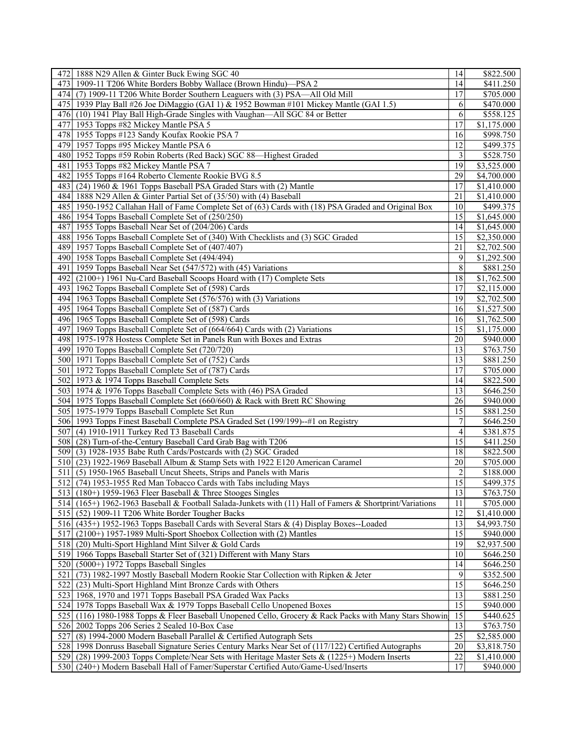| | | | |
|---|---|---|---|
| 472 | 1888 N29 Allen & Ginter Buck Ewing SGC 40 | 14 | \$822.500 |
| 473 | 1909-11 T206 White Borders Bobby Wallace (Brown Hindu)—PSA 2 | 14 | \$411.250 |
| 474 | (7) 1909-11 T206 White Border Southern Leaguers with (3) PSA—All Old Mill | 17 | \$705.000 |
| 475 | 1939 Play Ball #26 Joe DiMaggio (GAI 1) & 1952 Bowman #101 Mickey Mantle (GAI 1.5) | 6 | \$470.000 |
| 476 | (10) 1941 Play Ball High-Grade Singles with Vaughan—All SGC 84 or Better | 6 | \$558.125 |
| 477 | 1953 Topps #82 Mickey Mantle PSA 5 | 17 | \$1,175.000 |
| 478 | 1955 Topps #123 Sandy Koufax Rookie PSA 7 | 16 | \$998.750 |
| 479 | 1957 Topps #95 Mickey Mantle PSA 6 | 12 | \$499.375 |
| 480 | 1952 Topps #59 Robin Roberts (Red Back) SGC 88—Highest Graded | 3 | \$528.750 |
| 481 | 1953 Topps #82 Mickey Mantle PSA 7 | 19 | \$3,525.000 |
| 482 | 1955 Topps #164 Roberto Clemente Rookie BVG 8.5 | 29 | \$4,700.000 |
| 483 | (24) 1960 & 1961 Topps Baseball PSA Graded Stars with (2) Mantle | 17 | \$1,410.000 |
| 484 | 1888 N29 Allen & Ginter Partial Set of (35/50) with (4) Baseball | 21 | \$1,410.000 |
| 485 | 1950-1952 Callahan Hall of Fame Complete Set of (63) Cards with (18) PSA Graded and Original Box | 10 | \$499.375 |
| 486 | 1954 Topps Baseball Complete Set of (250/250) | 15 | \$1,645.000 |
| 487 | 1955 Topps Baseball Near Set of (204/206) Cards | 14 | \$1,645.000 |
| 488 | 1956 Topps Baseball Complete Set of (340) With Checklists and (3) SGC Graded | 15 | \$2,350.000 |
| 489 | 1957 Topps Baseball Complete Set of (407/407) | 21 | \$2,702.500 |
| 490 | 1958 Topps Baseball Complete Set (494/494) | 9 | \$1,292.500 |
| 491 | 1959 Topps Baseball Near Set (547/572) with (45) Variations | 8 | \$881.250 |
| 492 | (2100+) 1961 Nu-Card Baseball Scoops Hoard with (17) Complete Sets | 18 | \$1,762.500 |
| 493 | 1962 Topps Baseball Complete Set of (598) Cards | 17 | \$2,115.000 |
| 494 | 1963 Topps Baseball Complete Set (576/576) with (3) Variations | 19 | \$2,702.500 |
| 495 | 1964 Topps Baseball Complete Set of (587) Cards | 16 | \$1,527.500 |
| 496 | 1965 Topps Baseball Complete Set of (598) Cards | 16 | \$1,762.500 |
| 497 | 1969 Topps Baseball Complete Set of (664/664) Cards with (2) Variations | 15 | \$1,175.000 |
| 498 | 1975-1978 Hostess Complete Set in Panels Run with Boxes and Extras | 20 | \$940.000 |
| 499 | 1970 Topps Baseball Complete Set (720/720) | 13 | \$763.750 |
| 500 | 1971 Topps Baseball Complete Set of (752) Cards | 13 | \$881.250 |
| 501 | 1972 Topps Baseball Complete Set of (787) Cards | 17 | \$705.000 |
| 502 | 1973 & 1974 Topps Baseball Complete Sets | 14 | \$822.500 |
| 503 | 1974 & 1976 Topps Baseball Complete Sets with (46) PSA Graded | 13 | \$646.250 |
| 504 | 1975 Topps Baseball Complete Set (660/660) & Rack with Brett RC Showing | 26 | \$940.000 |
| 505 | 1975-1979 Topps Baseball Complete Set Run | 15 | \$881.250 |
| 506 | 1993 Topps Finest Baseball Complete PSA Graded Set (199/199)--#1 on Registry | 7 | \$646.250 |
| 507 | (4) 1910-1911 Turkey Red T3 Baseball Cards | 4 | \$381.875 |
| 508 | (28) Turn-of-the-Century Baseball Card Grab Bag with T206 | 15 | \$411.250 |
| 509 | (3) 1928-1935 Babe Ruth Cards/Postcards with (2) SGC Graded | 18 | \$822.500 |
| 510 | (23) 1922-1969 Baseball Album & Stamp Sets with 1922 E120 American Caramel | 20 | \$705.000 |
| 511 | (5) 1950-1965 Baseball Uncut Sheets, Strips and Panels with Maris | 2 | \$188.000 |
| 512 | (74) 1953-1955 Red Man Tobacco Cards with Tabs including Mays | 15 | \$499.375 |
| 513 | (180+) 1959-1963 Fleer Baseball & Three Stooges Singles | 13 | \$763.750 |
| 514 | (165+) 1962-1963 Baseball & Football Salada-Junkets with (11) Hall of Famers & Shortprint/Variations | 11 | \$705.000 |
| 515 | (52) 1909-11 T206 White Border Tougher Backs | 12 | \$1,410.000 |
| 516 | (435+) 1952-1963 Topps Baseball Cards with Several Stars & (4) Display Boxes--Loaded | 13 | \$4,993.750 |
| 517 | (2100+) 1957-1989 Multi-Sport Shoebox Collection with (2) Mantles | 15 | \$940.000 |
| 518 | (20) Multi-Sport Highland Mint Silver & Gold Cards | 19 | \$2,937.500 |
| 519 | 1966 Topps Baseball Starter Set of (321) Different with Many Stars | 10 | \$646.250 |
| 520 | (5000+) 1972 Topps Baseball Singles | 14 | \$646.250 |
| 521 | (73) 1982-1997 Mostly Baseball Modern Rookie Star Collection with Ripken & Jeter | 9 | \$352.500 |
| 522 | (23) Multi-Sport Highland Mint Bronze Cards with Others | 15 | \$646.250 |
| 523 | 1968, 1970 and 1971 Topps Baseball PSA Graded Wax Packs | 13 | \$881.250 |
| 524 | 1978 Topps Baseball Wax & 1979 Topps Baseball Cello Unopened Boxes | 15 | \$940.000 |
| 525 | (116) 1980-1988 Topps & Fleer Baseball Unopened Cello, Grocery & Rack Packs with Many Stars Showin | 15 | \$440.625 |
| 526 | 2002 Topps 206 Series 2 Sealed 10-Box Case | 13 | \$763.750 |
| 527 | (8) 1994-2000 Modern Baseball Parallel & Certified Autograph Sets | 25 | \$2,585.000 |
| 528 | 1998 Donruss Baseball Signature Series Century Marks Near Set of (117/122) Certified Autographs | 20 | \$3,818.750 |
| 529 | (28) 1999-2003 Topps Complete/Near Sets with Heritage Master Sets & (1225+) Modern Inserts | 22 | \$1,410.000 |
| 530 | (240+) Modern Baseball Hall of Famer/Superstar Certified Auto/Game-Used/Inserts | 17 | \$940.000 |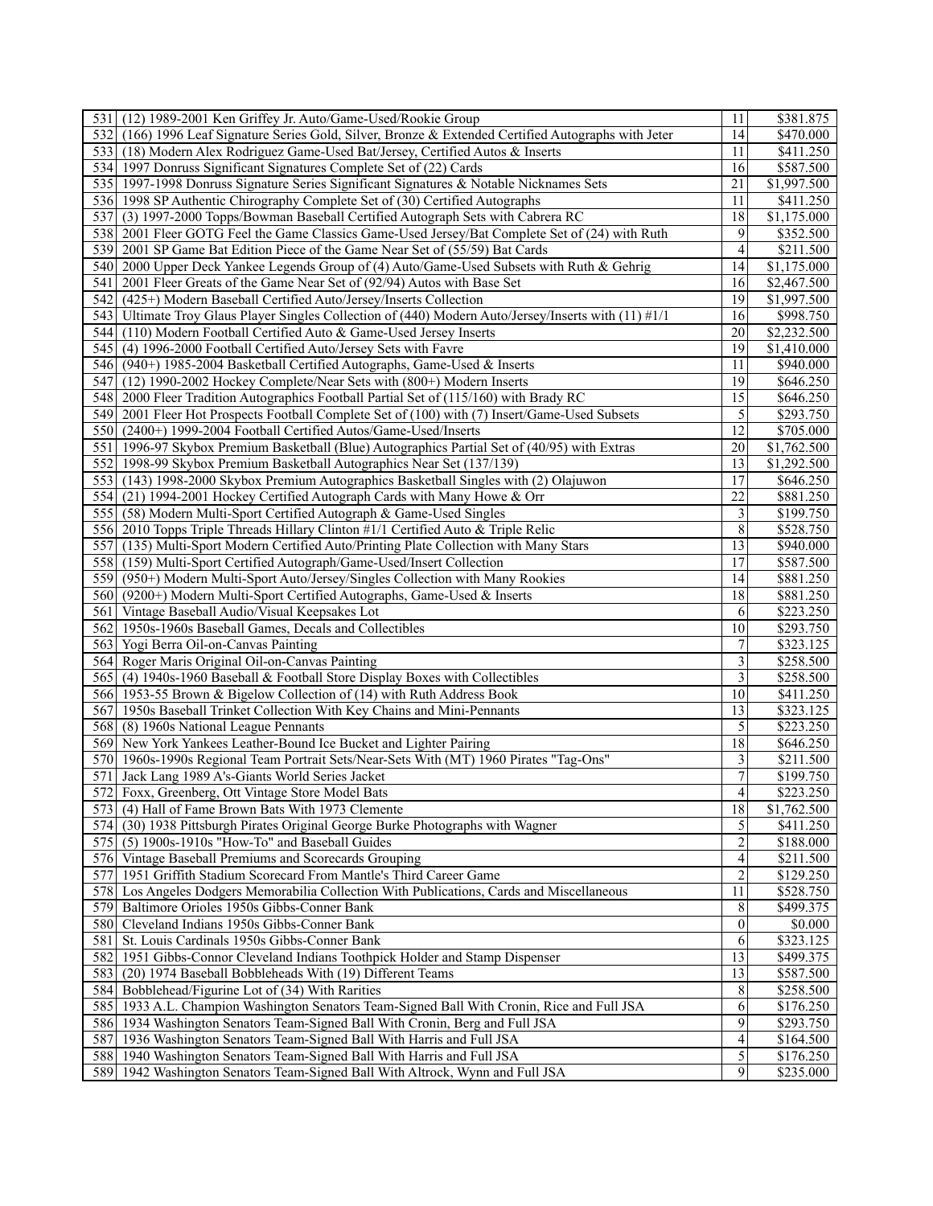| | | | |
|---|---|---|---|
| 531 | (12) 1989-2001 Ken Griffey Jr. Auto/Game-Used/Rookie Group | 11 | $381.875 |
| 532 | (166) 1996 Leaf Signature Series Gold, Silver, Bronze & Extended Certified Autographs with Jeter | 14 | $470.000 |
| 533 | (18) Modern Alex Rodriguez Game-Used Bat/Jersey, Certified Autos & Inserts | 11 | $411.250 |
| 534 | 1997 Donruss Significant Signatures Complete Set of (22) Cards | 16 | $587.500 |
| 535 | 1997-1998 Donruss Signature Series Significant Signatures & Notable Nicknames Sets | 21 | $1,997.500 |
| 536 | 1998 SP Authentic Chirography Complete Set of (30) Certified Autographs | 11 | $411.250 |
| 537 | (3) 1997-2000 Topps/Bowman Baseball Certified Autograph Sets with Cabrera RC | 18 | $1,175.000 |
| 538 | 2001 Fleer GOTG Feel the Game Classics Game-Used Jersey/Bat Complete Set of (24) with Ruth | 9 | $352.500 |
| 539 | 2001 SP Game Bat Edition Piece of the Game Near Set of (55/59) Bat Cards | 4 | $211.500 |
| 540 | 2000 Upper Deck Yankee Legends Group of (4) Auto/Game-Used Subsets with Ruth & Gehrig | 14 | $1,175.000 |
| 541 | 2001 Fleer Greats of the Game Near Set of (92/94) Autos with Base Set | 16 | $2,467.500 |
| 542 | (425+) Modern Baseball Certified Auto/Jersey/Inserts Collection | 19 | $1,997.500 |
| 543 | Ultimate Troy Glaus Player Singles Collection of (440) Modern Auto/Jersey/Inserts with (11) #1/1 | 16 | $998.750 |
| 544 | (110) Modern Football Certified Auto & Game-Used Jersey Inserts | 20 | $2,232.500 |
| 545 | (4) 1996-2000 Football Certified Auto/Jersey Sets with Favre | 19 | $1,410.000 |
| 546 | (940+) 1985-2004 Basketball Certified Autographs, Game-Used & Inserts | 11 | $940.000 |
| 547 | (12) 1990-2002 Hockey Complete/Near Sets with (800+) Modern Inserts | 19 | $646.250 |
| 548 | 2000 Fleer Tradition Autographics Football Partial Set of (115/160) with Brady RC | 15 | $646.250 |
| 549 | 2001 Fleer Hot Prospects Football Complete Set of (100) with (7) Insert/Game-Used Subsets | 5 | $293.750 |
| 550 | (2400+) 1999-2004 Football Certified Autos/Game-Used/Inserts | 12 | $705.000 |
| 551 | 1996-97 Skybox Premium Basketball (Blue) Autographics Partial Set of (40/95) with Extras | 20 | $1,762.500 |
| 552 | 1998-99 Skybox Premium Basketball Autographics Near Set (137/139) | 13 | $1,292.500 |
| 553 | (143) 1998-2000 Skybox Premium Autographics Basketball Singles with (2) Olajuwon | 17 | $646.250 |
| 554 | (21) 1994-2001 Hockey Certified Autograph Cards with Many Howe & Orr | 22 | $881.250 |
| 555 | (58) Modern Multi-Sport Certified Autograph & Game-Used Singles | 3 | $199.750 |
| 556 | 2010 Topps Triple Threads Hillary Clinton #1/1 Certified Auto & Triple Relic | 8 | $528.750 |
| 557 | (135) Multi-Sport Modern Certified Auto/Printing Plate Collection with Many Stars | 13 | $940.000 |
| 558 | (159) Multi-Sport Certified Autograph/Game-Used/Insert Collection | 17 | $587.500 |
| 559 | (950+) Modern Multi-Sport Auto/Jersey/Singles Collection with Many Rookies | 14 | $881.250 |
| 560 | (9200+) Modern Multi-Sport Certified Autographs, Game-Used & Inserts | 18 | $881.250 |
| 561 | Vintage Baseball Audio/Visual Keepsakes Lot | 6 | $223.250 |
| 562 | 1950s-1960s Baseball Games, Decals and Collectibles | 10 | $293.750 |
| 563 | Yogi Berra Oil-on-Canvas Painting | 7 | $323.125 |
| 564 | Roger Maris Original Oil-on-Canvas Painting | 3 | $258.500 |
| 565 | (4) 1940s-1960 Baseball & Football Store Display Boxes with Collectibles | 3 | $258.500 |
| 566 | 1953-55 Brown & Bigelow Collection of (14) with Ruth Address Book | 10 | $411.250 |
| 567 | 1950s Baseball Trinket Collection With Key Chains and Mini-Pennants | 13 | $323.125 |
| 568 | (8) 1960s National League Pennants | 5 | $223.250 |
| 569 | New York Yankees Leather-Bound Ice Bucket and Lighter Pairing | 18 | $646.250 |
| 570 | 1960s-1990s Regional Team Portrait Sets/Near-Sets With (MT) 1960 Pirates "Tag-Ons" | 3 | $211.500 |
| 571 | Jack Lang 1989 A's-Giants World Series Jacket | 7 | $199.750 |
| 572 | Foxx, Greenberg, Ott Vintage Store Model Bats | 4 | $223.250 |
| 573 | (4) Hall of Fame Brown Bats With 1973 Clemente | 18 | $1,762.500 |
| 574 | (30) 1938 Pittsburgh Pirates Original George Burke Photographs with Wagner | 5 | $411.250 |
| 575 | (5) 1900s-1910s "How-To" and Baseball Guides | 2 | $188.000 |
| 576 | Vintage Baseball Premiums and Scorecards Grouping | 4 | $211.500 |
| 577 | 1951 Griffith Stadium Scorecard From Mantle's Third Career Game | 2 | $129.250 |
| 578 | Los Angeles Dodgers Memorabilia Collection With Publications, Cards and Miscellaneous | 11 | $528.750 |
| 579 | Baltimore Orioles 1950s Gibbs-Conner Bank | 8 | $499.375 |
| 580 | Cleveland Indians 1950s Gibbs-Conner Bank | 0 | $0.000 |
| 581 | St. Louis Cardinals 1950s Gibbs-Conner Bank | 6 | $323.125 |
| 582 | 1951 Gibbs-Connor Cleveland Indians Toothpick Holder and Stamp Dispenser | 13 | $499.375 |
| 583 | (20) 1974 Baseball Bobbleheads With (19) Different Teams | 13 | $587.500 |
| 584 | Bobblehead/Figurine Lot of (34) With Rarities | 8 | $258.500 |
| 585 | 1933 A.L. Champion Washington Senators Team-Signed Ball With Cronin, Rice and Full JSA | 6 | $176.250 |
| 586 | 1934 Washington Senators Team-Signed Ball With Cronin, Berg and Full JSA | 9 | $293.750 |
| 587 | 1936 Washington Senators Team-Signed Ball With Harris and Full JSA | 4 | $164.500 |
| 588 | 1940 Washington Senators Team-Signed Ball With Harris and Full JSA | 5 | $176.250 |
| 589 | 1942 Washington Senators Team-Signed Ball With Altrock, Wynn and Full JSA | 9 | $235.000 |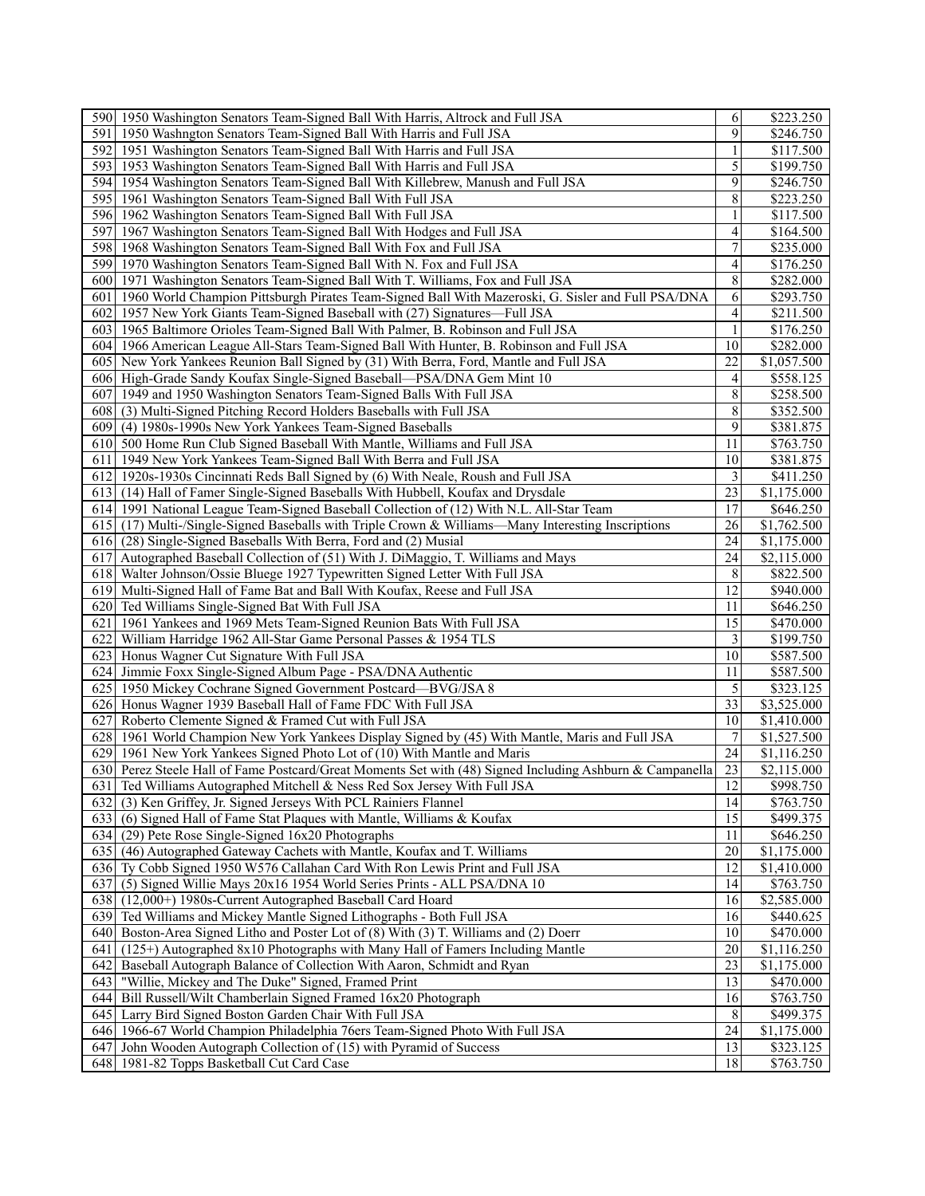| 590 | 1950 Washington Senators Team-Signed Ball With Harris, Altrock and Full JSA | 6 | \$223.250 |
|---|---|---|---|
| 591 | 1950 Washngton Senators Team-Signed Ball With Harris and Full JSA | 9 | \$246.750 |
| 592 | 1951 Washington Senators Team-Signed Ball With Harris and Full JSA | 1 | \$117.500 |
| 593 | 1953 Washington Senators Team-Signed Ball With Harris and Full JSA | 5 | \$199.750 |
| 594 | 1954 Washington Senators Team-Signed Ball With Killebrew, Manush and Full JSA | 9 | \$246.750 |
| 595 | 1961 Washington Senators Team-Signed Ball With Full JSA | 8 | \$223.250 |
| 596 | 1962 Washington Senators Team-Signed Ball With Full JSA | 1 | \$117.500 |
| 597 | 1967 Washington Senators Team-Signed Ball With Hodges and Full JSA | 4 | \$164.500 |
| 598 | 1968 Washington Senators Team-Signed Ball With Fox and Full JSA | 7 | \$235.000 |
| 599 | 1970 Washington Senators Team-Signed Ball With N. Fox and Full JSA | 4 | \$176.250 |
| 600 | 1971 Washington Senators Team-Signed Ball With T. Williams, Fox and Full JSA | 8 | \$282.000 |
| 601 | 1960 World Champion Pittsburgh Pirates Team-Signed Ball With Mazeroski, G. Sisler and Full PSA/DNA | 6 | \$293.750 |
| 602 | 1957 New York Giants Team-Signed Baseball with (27) Signatures—Full JSA | 4 | \$211.500 |
| 603 | 1965 Baltimore Orioles Team-Signed Ball With Palmer, B. Robinson and Full JSA | 1 | \$176.250 |
| 604 | 1966 American League All-Stars Team-Signed Ball With Hunter, B. Robinson and Full JSA | 10 | \$282.000 |
| 605 | New York Yankees Reunion Ball Signed by (31) With Berra, Ford, Mantle and Full JSA | 22 | \$1,057.500 |
| 606 | High-Grade Sandy Koufax Single-Signed Baseball—PSA/DNA Gem Mint 10 | 4 | \$558.125 |
| 607 | 1949 and 1950 Washington Senators Team-Signed Balls With Full JSA | 8 | \$258.500 |
| 608 | (3) Multi-Signed Pitching Record Holders Baseballs with Full JSA | 8 | \$352.500 |
| 609 | (4) 1980s-1990s New York Yankees Team-Signed Baseballs | 9 | \$381.875 |
| 610 | 500 Home Run Club Signed Baseball With Mantle, Williams and Full JSA | 11 | \$763.750 |
| 611 | 1949 New York Yankees Team-Signed Ball With Berra and Full JSA | 10 | \$381.875 |
| 612 | 1920s-1930s Cincinnati Reds Ball Signed by (6) With Neale, Roush and Full JSA | 3 | \$411.250 |
| 613 | (14) Hall of Famer Single-Signed Baseballs With Hubbell, Koufax and Drysdale | 23 | \$1,175.000 |
| 614 | 1991 National League Team-Signed Baseball Collection of (12) With N.L. All-Star Team | 17 | \$646.250 |
| 615 | (17) Multi-/Single-Signed Baseballs with Triple Crown & Williams—Many Interesting Inscriptions | 26 | \$1,762.500 |
| 616 | (28) Single-Signed Baseballs With Berra, Ford and (2) Musial | 24 | \$1,175.000 |
| 617 | Autographed Baseball Collection of (51) With J. DiMaggio, T. Williams and Mays | 24 | \$2,115.000 |
| 618 | Walter Johnson/Ossie Bluege 1927 Typewritten Signed Letter With Full JSA | 8 | \$822.500 |
| 619 | Multi-Signed Hall of Fame Bat and Ball With Koufax, Reese and Full JSA | 12 | \$940.000 |
| 620 | Ted Williams Single-Signed Bat With Full JSA | 11 | \$646.250 |
| 621 | 1961 Yankees and 1969 Mets Team-Signed Reunion Bats With Full JSA | 15 | \$470.000 |
| 622 | William Harridge 1962 All-Star Game Personal Passes & 1954 TLS | 3 | \$199.750 |
| 623 | Honus Wagner Cut Signature With Full JSA | 10 | \$587.500 |
| 624 | Jimmie Foxx Single-Signed Album Page - PSA/DNA Authentic | 11 | \$587.500 |
| 625 | 1950 Mickey Cochrane Signed Government Postcard—BVG/JSA 8 | 5 | \$323.125 |
| 626 | Honus Wagner 1939 Baseball Hall of Fame FDC With Full JSA | 33 | \$3,525.000 |
| 627 | Roberto Clemente Signed & Framed Cut with Full JSA | 10 | \$1,410.000 |
| 628 | 1961 World Champion New York Yankees Display Signed by (45) With Mantle, Maris and Full JSA | 7 | \$1,527.500 |
| 629 | 1961 New York Yankees Signed Photo Lot of (10) With Mantle and Maris | 24 | \$1,116.250 |
| 630 | Perez Steele Hall of Fame Postcard/Great Moments Set with (48) Signed Including Ashburn & Campanella | 23 | \$2,115.000 |
| 631 | Ted Williams Autographed Mitchell & Ness Red Sox Jersey With Full JSA | 12 | \$998.750 |
| 632 | (3) Ken Griffey, Jr. Signed Jerseys With PCL Rainiers Flannel | 14 | \$763.750 |
| 633 | (6) Signed Hall of Fame Stat Plaques with Mantle, Williams & Koufax | 15 | \$499.375 |
| 634 | (29) Pete Rose Single-Signed 16x20 Photographs | 11 | \$646.250 |
| 635 | (46) Autographed Gateway Cachets with Mantle, Koufax and T. Williams | 20 | \$1,175.000 |
| 636 | Ty Cobb Signed 1950 W576 Callahan Card With Ron Lewis Print and Full JSA | 12 | \$1,410.000 |
| 637 | (5) Signed Willie Mays 20x16 1954 World Series Prints - ALL PSA/DNA 10 | 14 | \$763.750 |
| 638 | (12,000+) 1980s-Current Autographed Baseball Card Hoard | 16 | \$2,585.000 |
| 639 | Ted Williams and Mickey Mantle Signed Lithographs - Both Full JSA | 16 | \$440.625 |
| 640 | Boston-Area Signed Litho and Poster Lot of (8) With (3) T. Williams and (2) Doerr | 10 | \$470.000 |
| 641 | (125+) Autographed 8x10 Photographs with Many Hall of Famers Including Mantle | 20 | \$1,116.250 |
| 642 | Baseball Autograph Balance of Collection With Aaron, Schmidt and Ryan | 23 | \$1,175.000 |
| 643 | "Willie, Mickey and The Duke" Signed, Framed Print | 13 | \$470.000 |
| 644 | Bill Russell/Wilt Chamberlain Signed Framed 16x20 Photograph | 16 | \$763.750 |
| 645 | Larry Bird Signed Boston Garden Chair With Full JSA | 8 | \$499.375 |
| 646 | 1966-67 World Champion Philadelphia 76ers Team-Signed Photo With Full JSA | 24 | \$1,175.000 |
| 647 | John Wooden Autograph Collection of (15) with Pyramid of Success | 13 | \$323.125 |
| 648 | 1981-82 Topps Basketball Cut Card Case | 18 | \$763.750 |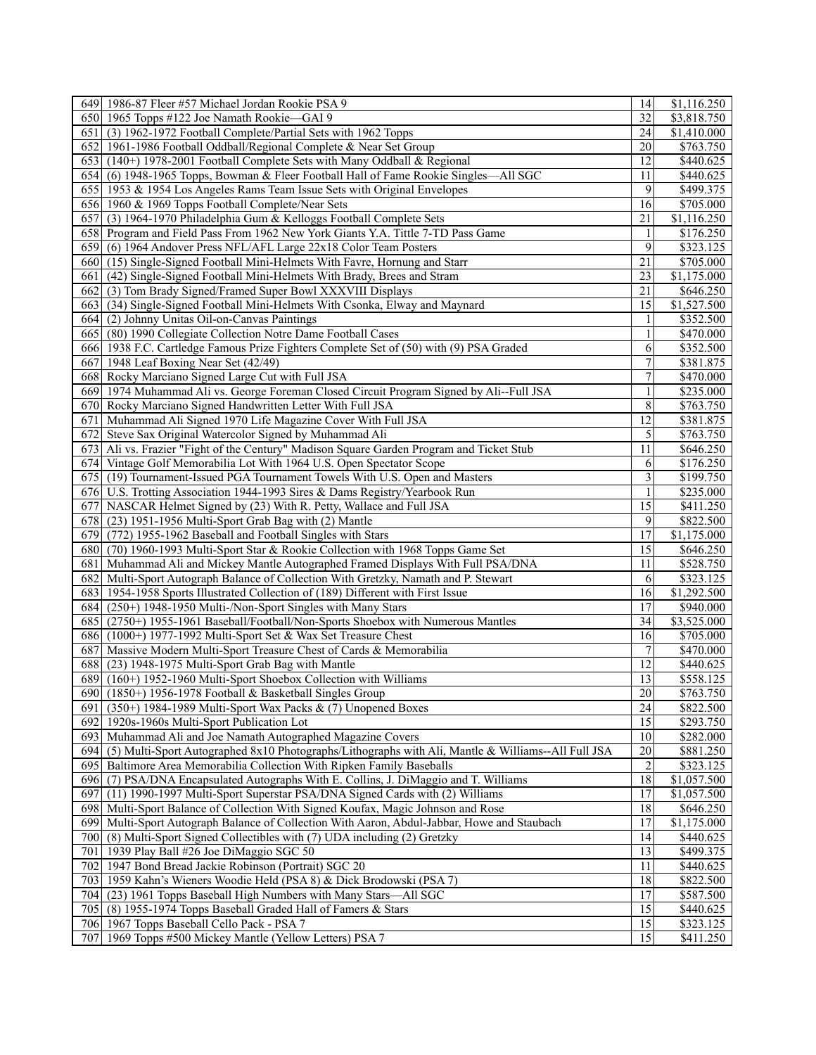| | | | |
|---|---|---|---|
| 649 | 1986-87 Fleer #57 Michael Jordan Rookie PSA 9 | 14 | \$1,116.250 |
| 650 | 1965 Topps #122 Joe Namath Rookie—GAI 9 | 32 | \$3,818.750 |
| 651 | (3) 1962-1972 Football Complete/Partial Sets with 1962 Topps | 24 | \$1,410.000 |
| 652 | 1961-1986 Football Oddball/Regional Complete & Near Set Group | 20 | \$763.750 |
| 653 | (140+) 1978-2001 Football Complete Sets with Many Oddball & Regional | 12 | \$440.625 |
| 654 | (6) 1948-1965 Topps, Bowman & Fleer Football Hall of Fame Rookie Singles—All SGC | 11 | \$440.625 |
| 655 | 1953 & 1954 Los Angeles Rams Team Issue Sets with Original Envelopes | 9 | \$499.375 |
| 656 | 1960 & 1969 Topps Football Complete/Near Sets | 16 | \$705.000 |
| 657 | (3) 1964-1970 Philadelphia Gum & Kelloggs Football Complete Sets | 21 | \$1,116.250 |
| 658 | Program and Field Pass From 1962 New York Giants Y.A. Tittle 7-TD Pass Game | 1 | \$176.250 |
| 659 | (6) 1964 Andover Press NFL/AFL Large 22x18 Color Team Posters | 9 | \$323.125 |
| 660 | (15) Single-Signed Football Mini-Helmets With Favre, Hornung and Starr | 21 | \$705.000 |
| 661 | (42) Single-Signed Football Mini-Helmets With Brady, Brees and Stram | 23 | \$1,175.000 |
| 662 | (3) Tom Brady Signed/Framed Super Bowl XXXVIII Displays | 21 | \$646.250 |
| 663 | (34) Single-Signed Football Mini-Helmets With Csonka, Elway and Maynard | 15 | \$1,527.500 |
| 664 | (2) Johnny Unitas Oil-on-Canvas Paintings | 1 | \$352.500 |
| 665 | (80) 1990 Collegiate Collection Notre Dame Football Cases | 1 | \$470.000 |
| 666 | 1938 F.C. Cartledge Famous Prize Fighters Complete Set of (50) with (9) PSA Graded | 6 | \$352.500 |
| 667 | 1948 Leaf Boxing Near Set (42/49) | 7 | \$381.875 |
| 668 | Rocky Marciano Signed Large Cut with Full JSA | 7 | \$470.000 |
| 669 | 1974 Muhammad Ali vs. George Foreman Closed Circuit Program Signed by Ali--Full JSA | 1 | \$235.000 |
| 670 | Rocky Marciano Signed Handwritten Letter With Full JSA | 8 | \$763.750 |
| 671 | Muhammad Ali Signed 1970 Life Magazine Cover With Full JSA | 12 | \$381.875 |
| 672 | Steve Sax Original Watercolor Signed by Muhammad Ali | 5 | \$763.750 |
| 673 | Ali vs. Frazier "Fight of the Century" Madison Square Garden Program and Ticket Stub | 11 | \$646.250 |
| 674 | Vintage Golf Memorabilia Lot With 1964 U.S. Open Spectator Scope | 6 | \$176.250 |
| 675 | (19) Tournament-Issued PGA Tournament Towels With U.S. Open and Masters | 3 | \$199.750 |
| 676 | U.S. Trotting Association 1944-1993 Sires & Dams Registry/Yearbook Run | 1 | \$235.000 |
| 677 | NASCAR Helmet Signed by (23) With R. Petty, Wallace and Full JSA | 15 | \$411.250 |
| 678 | (23) 1951-1956 Multi-Sport Grab Bag with (2) Mantle | 9 | \$822.500 |
| 679 | (772) 1955-1962 Baseball and Football Singles with Stars | 17 | \$1,175.000 |
| 680 | (70) 1960-1993 Multi-Sport Star & Rookie Collection with 1968 Topps Game Set | 15 | \$646.250 |
| 681 | Muhammad Ali and Mickey Mantle Autographed Framed Displays With Full PSA/DNA | 11 | \$528.750 |
| 682 | Multi-Sport Autograph Balance of Collection With Gretzky, Namath and P. Stewart | 6 | \$323.125 |
| 683 | 1954-1958 Sports Illustrated Collection of (189) Different with First Issue | 16 | \$1,292.500 |
| 684 | (250+) 1948-1950 Multi-/Non-Sport Singles with Many Stars | 17 | \$940.000 |
| 685 | (2750+) 1955-1961 Baseball/Football/Non-Sports Shoebox with Numerous Mantles | 34 | \$3,525.000 |
| 686 | (1000+) 1977-1992 Multi-Sport Set & Wax Set Treasure Chest | 16 | \$705.000 |
| 687 | Massive Modern Multi-Sport Treasure Chest of Cards & Memorabilia | 7 | \$470.000 |
| 688 | (23) 1948-1975 Multi-Sport Grab Bag with Mantle | 12 | \$440.625 |
| 689 | (160+) 1952-1960 Multi-Sport Shoebox Collection with Williams | 13 | \$558.125 |
| 690 | (1850+) 1956-1978 Football & Basketball Singles Group | 20 | \$763.750 |
| 691 | (350+) 1984-1989 Multi-Sport Wax Packs & (7) Unopened Boxes | 24 | \$822.500 |
| 692 | 1920s-1960s Multi-Sport Publication Lot | 15 | \$293.750 |
| 693 | Muhammad Ali and Joe Namath Autographed Magazine Covers | 10 | \$282.000 |
| 694 | (5) Multi-Sport Autographed 8x10 Photographs/Lithographs with Ali, Mantle & Williams--All Full JSA | 20 | \$881.250 |
| 695 | Baltimore Area Memorabilia Collection With Ripken Family Baseballs | 2 | \$323.125 |
| 696 | (7) PSA/DNA Encapsulated Autographs With E. Collins, J. DiMaggio and T. Williams | 18 | \$1,057.500 |
| 697 | (11) 1990-1997 Multi-Sport Superstar PSA/DNA Signed Cards with (2) Williams | 17 | \$1,057.500 |
| 698 | Multi-Sport Balance of Collection With Signed Koufax, Magic Johnson and Rose | 18 | \$646.250 |
| 699 | Multi-Sport Autograph Balance of Collection With Aaron, Abdul-Jabbar, Howe and Staubach | 17 | \$1,175.000 |
| 700 | (8) Multi-Sport Signed Collectibles with (7) UDA including (2) Gretzky | 14 | \$440.625 |
| 701 | 1939 Play Ball #26 Joe DiMaggio SGC 50 | 13 | \$499.375 |
| 702 | 1947 Bond Bread Jackie Robinson (Portrait) SGC 20 | 11 | \$440.625 |
| 703 | 1959 Kahn's Wieners Woodie Held (PSA 8) & Dick Brodowski (PSA 7) | 18 | \$822.500 |
| 704 | (23) 1961 Topps Baseball High Numbers with Many Stars—All SGC | 17 | \$587.500 |
| 705 | (8) 1955-1974 Topps Baseball Graded Hall of Famers & Stars | 15 | \$440.625 |
| 706 | 1967 Topps Baseball Cello Pack - PSA 7 | 15 | \$323.125 |
| 707 | 1969 Topps #500 Mickey Mantle (Yellow Letters) PSA 7 | 15 | \$411.250 |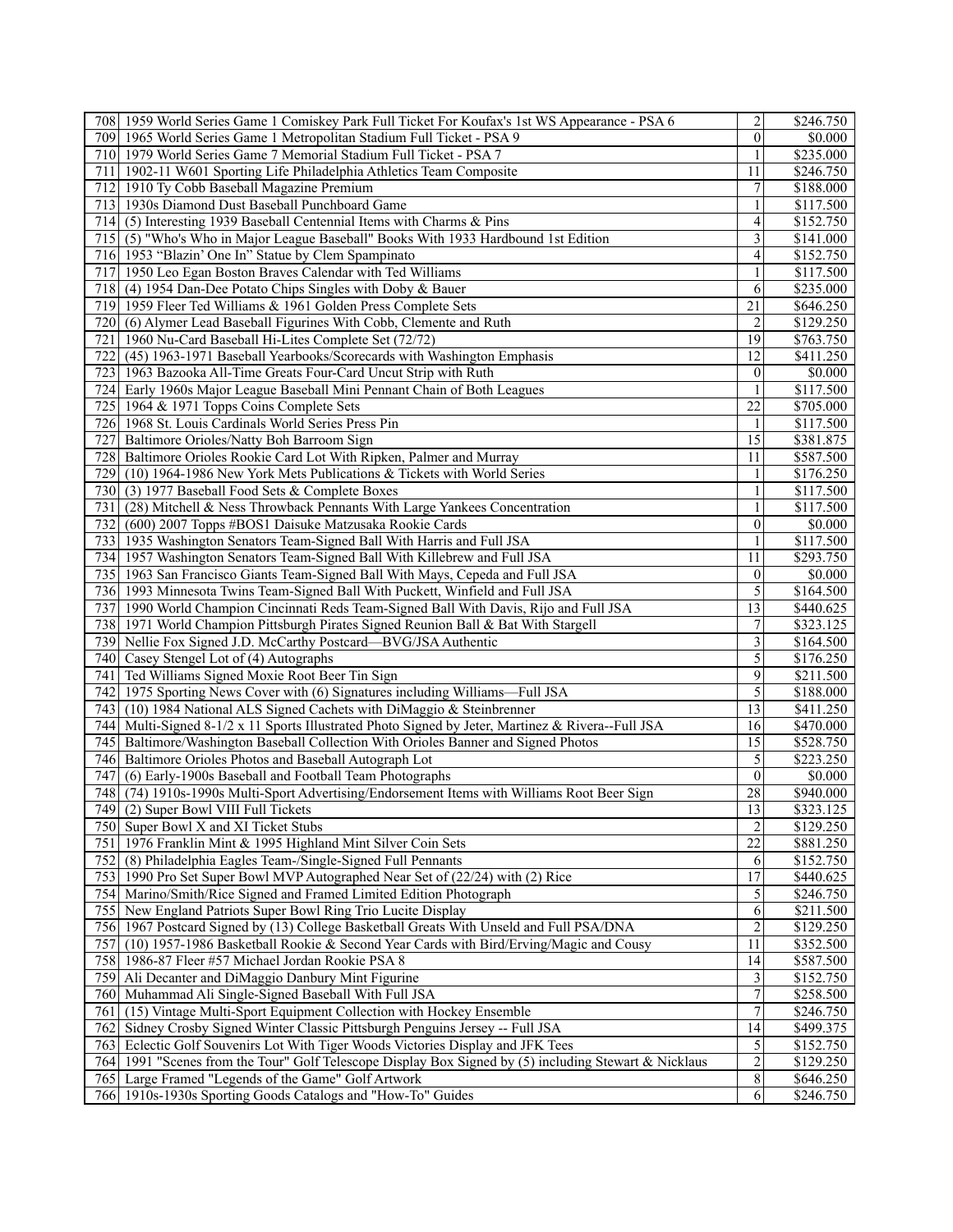| | | | |
|---|---|---|---|
| 708 | 1959 World Series Game 1 Comiskey Park Full Ticket For Koufax's 1st WS Appearance - PSA 6 | 2 | $246.750 |
| 709 | 1965 World Series Game 1 Metropolitan Stadium Full Ticket - PSA 9 | 0 | $0.000 |
| 710 | 1979 World Series Game 7 Memorial Stadium Full Ticket - PSA 7 | 1 | $235.000 |
| 711 | 1902-11 W601 Sporting Life Philadelphia Athletics Team Composite | 11 | $246.750 |
| 712 | 1910 Ty Cobb Baseball Magazine Premium | 7 | $188.000 |
| 713 | 1930s Diamond Dust Baseball Punchboard Game | 1 | $117.500 |
| 714 | (5) Interesting 1939 Baseball Centennial Items with Charms & Pins | 4 | $152.750 |
| 715 | (5) "Who's Who in Major League Baseball" Books With 1933 Hardbound 1st Edition | 3 | $141.000 |
| 716 | 1953 "Blazin' One In" Statue by Clem Spampinato | 4 | $152.750 |
| 717 | 1950 Leo Egan Boston Braves Calendar with Ted Williams | 1 | $117.500 |
| 718 | (4) 1954 Dan-Dee Potato Chips Singles with Doby & Bauer | 6 | $235.000 |
| 719 | 1959 Fleer Ted Williams & 1961 Golden Press Complete Sets | 21 | $646.250 |
| 720 | (6) Alymer Lead Baseball Figurines With Cobb, Clemente and Ruth | 2 | $129.250 |
| 721 | 1960 Nu-Card Baseball Hi-Lites Complete Set (72/72) | 19 | $763.750 |
| 722 | (45) 1963-1971 Baseball Yearbooks/Scorecards with Washington Emphasis | 12 | $411.250 |
| 723 | 1963 Bazooka All-Time Greats Four-Card Uncut Strip with Ruth | 0 | $0.000 |
| 724 | Early 1960s Major League Baseball Mini Pennant Chain of Both Leagues | 1 | $117.500 |
| 725 | 1964 & 1971 Topps Coins Complete Sets | 22 | $705.000 |
| 726 | 1968 St. Louis Cardinals World Series Press Pin | 1 | $117.500 |
| 727 | Baltimore Orioles/Natty Boh Barroom Sign | 15 | $381.875 |
| 728 | Baltimore Orioles Rookie Card Lot With Ripken, Palmer and Murray | 11 | $587.500 |
| 729 | (10) 1964-1986 New York Mets Publications & Tickets with World Series | 1 | $176.250 |
| 730 | (3) 1977 Baseball Food Sets & Complete Boxes | 1 | $117.500 |
| 731 | (28) Mitchell & Ness Throwback Pennants With Large Yankees Concentration | 1 | $117.500 |
| 732 | (600) 2007 Topps #BOS1 Daisuke Matzusaka Rookie Cards | 0 | $0.000 |
| 733 | 1935 Washington Senators Team-Signed Ball With Harris and Full JSA | 1 | $117.500 |
| 734 | 1957 Washington Senators Team-Signed Ball With Killebrew and Full JSA | 11 | $293.750 |
| 735 | 1963 San Francisco Giants Team-Signed Ball With Mays, Cepeda and Full JSA | 0 | $0.000 |
| 736 | 1993 Minnesota Twins Team-Signed Ball With Puckett, Winfield and Full JSA | 5 | $164.500 |
| 737 | 1990 World Champion Cincinnati Reds Team-Signed Ball With Davis, Rijo and Full JSA | 13 | $440.625 |
| 738 | 1971 World Champion Pittsburgh Pirates Signed Reunion Ball & Bat With Stargell | 7 | $323.125 |
| 739 | Nellie Fox Signed J.D. McCarthy Postcard—BVG/JSA Authentic | 3 | $164.500 |
| 740 | Casey Stengel Lot of (4) Autographs | 5 | $176.250 |
| 741 | Ted Williams Signed Moxie Root Beer Tin Sign | 9 | $211.500 |
| 742 | 1975 Sporting News Cover with (6) Signatures including Williams—Full JSA | 5 | $188.000 |
| 743 | (10) 1984 National ALS Signed Cachets with DiMaggio & Steinbrenner | 13 | $411.250 |
| 744 | Multi-Signed 8-1/2 x 11 Sports Illustrated Photo Signed by Jeter, Martinez & Rivera--Full JSA | 16 | $470.000 |
| 745 | Baltimore/Washington Baseball Collection With Orioles Banner and Signed Photos | 15 | $528.750 |
| 746 | Baltimore Orioles Photos and Baseball Autograph Lot | 5 | $223.250 |
| 747 | (6) Early-1900s Baseball and Football Team Photographs | 0 | $0.000 |
| 748 | (74) 1910s-1990s Multi-Sport Advertising/Endorsement Items with Williams Root Beer Sign | 28 | $940.000 |
| 749 | (2) Super Bowl VIII Full Tickets | 13 | $323.125 |
| 750 | Super Bowl X and XI Ticket Stubs | 2 | $129.250 |
| 751 | 1976 Franklin Mint & 1995 Highland Mint Silver Coin Sets | 22 | $881.250 |
| 752 | (8) Philadelphia Eagles Team-/Single-Signed Full Pennants | 6 | $152.750 |
| 753 | 1990 Pro Set Super Bowl MVP Autographed Near Set of (22/24) with (2) Rice | 17 | $440.625 |
| 754 | Marino/Smith/Rice Signed and Framed Limited Edition Photograph | 5 | $246.750 |
| 755 | New England Patriots Super Bowl Ring Trio Lucite Display | 6 | $211.500 |
| 756 | 1967 Postcard Signed by (13) College Basketball Greats With Unseld and Full PSA/DNA | 2 | $129.250 |
| 757 | (10) 1957-1986 Basketball Rookie & Second Year Cards with Bird/Erving/Magic and Cousy | 11 | $352.500 |
| 758 | 1986-87 Fleer #57 Michael Jordan Rookie PSA 8 | 14 | $587.500 |
| 759 | Ali Decanter and DiMaggio Danbury Mint Figurine | 3 | $152.750 |
| 760 | Muhammad Ali Single-Signed Baseball With Full JSA | 7 | $258.500 |
| 761 | (15) Vintage Multi-Sport Equipment Collection with Hockey Ensemble | 7 | $246.750 |
| 762 | Sidney Crosby Signed Winter Classic Pittsburgh Penguins Jersey -- Full JSA | 14 | $499.375 |
| 763 | Eclectic Golf Souvenirs Lot With Tiger Woods Victories Display and JFK Tees | 5 | $152.750 |
| 764 | 1991 "Scenes from the Tour" Golf Telescope Display Box Signed by (5) including Stewart & Nicklaus | 2 | $129.250 |
| 765 | Large Framed "Legends of the Game" Golf Artwork | 8 | $646.250 |
| 766 | 1910s-1930s Sporting Goods Catalogs and "How-To" Guides | 6 | $246.750 |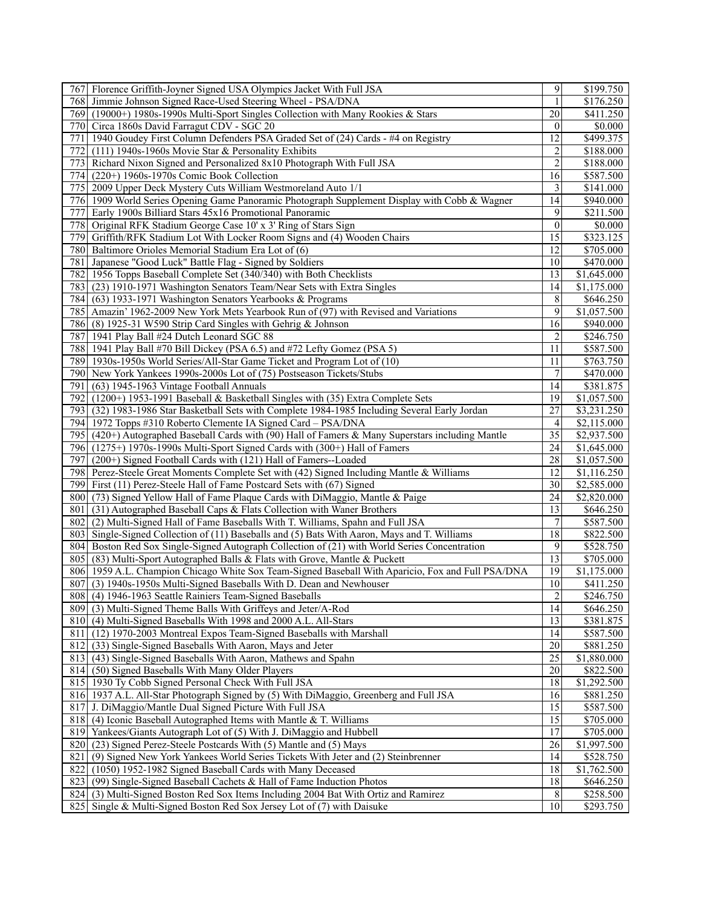| | | | |
|---|---|---|---|
| 767 | Florence Griffith-Joyner Signed USA Olympics Jacket With Full JSA | 9 | $199.750 |
| 768 | Jimmie Johnson Signed Race-Used Steering Wheel - PSA/DNA | 1 | $176.250 |
| 769 | (19000+) 1980s-1990s Multi-Sport Singles Collection with Many Rookies & Stars | 20 | $411.250 |
| 770 | Circa 1860s David Farragut CDV - SGC 20 | 0 | $0.000 |
| 771 | 1940 Goudey First Column Defenders PSA Graded Set of (24) Cards - #4 on Registry | 12 | $499.375 |
| 772 | (111) 1940s-1960s Movie Star & Personality Exhibits | 2 | $188.000 |
| 773 | Richard Nixon Signed and Personalized 8x10 Photograph With Full JSA | 2 | $188.000 |
| 774 | (220+) 1960s-1970s Comic Book Collection | 16 | $587.500 |
| 775 | 2009 Upper Deck Mystery Cuts William Westmoreland Auto 1/1 | 3 | $141.000 |
| 776 | 1909 World Series Opening Game Panoramic Photograph Supplement Display with Cobb & Wagner | 14 | $940.000 |
| 777 | Early 1900s Billiard Stars 45x16 Promotional Panoramic | 9 | $211.500 |
| 778 | Original RFK Stadium George Case 10' x 3' Ring of Stars Sign | 0 | $0.000 |
| 779 | Griffith/RFK Stadium Lot With Locker Room Signs and (4) Wooden Chairs | 15 | $323.125 |
| 780 | Baltimore Orioles Memorial Stadium Era Lot of (6) | 12 | $705.000 |
| 781 | Japanese "Good Luck" Battle Flag - Signed by Soldiers | 10 | $470.000 |
| 782 | 1956 Topps Baseball Complete Set (340/340) with Both Checklists | 13 | $1,645.000 |
| 783 | (23) 1910-1971 Washington Senators Team/Near Sets with Extra Singles | 14 | $1,175.000 |
| 784 | (63) 1933-1971 Washington Senators Yearbooks & Programs | 8 | $646.250 |
| 785 | Amazin' 1962-2009 New York Mets Yearbook Run of (97) with Revised and Variations | 9 | $1,057.500 |
| 786 | (8) 1925-31 W590 Strip Card Singles with Gehrig & Johnson | 16 | $940.000 |
| 787 | 1941 Play Ball #24 Dutch Leonard SGC 88 | 2 | $246.750 |
| 788 | 1941 Play Ball #70 Bill Dickey (PSA 6.5) and #72 Lefty Gomez (PSA 5) | 11 | $587.500 |
| 789 | 1930s-1950s World Series/All-Star Game Ticket and Program Lot of (10) | 11 | $763.750 |
| 790 | New York Yankees 1990s-2000s Lot of (75) Postseason Tickets/Stubs | 7 | $470.000 |
| 791 | (63) 1945-1963 Vintage Football Annuals | 14 | $381.875 |
| 792 | (1200+) 1953-1991 Baseball & Basketball Singles with (35) Extra Complete Sets | 19 | $1,057.500 |
| 793 | (32) 1983-1986 Star Basketball Sets with Complete 1984-1985 Including Several Early Jordan | 27 | $3,231.250 |
| 794 | 1972 Topps #310 Roberto Clemente IA Signed Card – PSA/DNA | 4 | $2,115.000 |
| 795 | (420+) Autographed Baseball Cards with (90) Hall of Famers & Many Superstars including Mantle | 35 | $2,937.500 |
| 796 | (1275+) 1970s-1990s Multi-Sport Signed Cards with (300+) Hall of Famers | 24 | $1,645.000 |
| 797 | (200+) Signed Football Cards with (121) Hall of Famers--Loaded | 28 | $1,057.500 |
| 798 | Perez-Steele Great Moments Complete Set with (42) Signed Including Mantle & Williams | 12 | $1,116.250 |
| 799 | First (11) Perez-Steele Hall of Fame Postcard Sets with (67) Signed | 30 | $2,585.000 |
| 800 | (73) Signed Yellow Hall of Fame Plaque Cards with DiMaggio, Mantle & Paige | 24 | $2,820.000 |
| 801 | (31) Autographed Baseball Caps & Flats Collection with Waner Brothers | 13 | $646.250 |
| 802 | (2) Multi-Signed Hall of Fame Baseballs With T. Williams, Spahn and Full JSA | 7 | $587.500 |
| 803 | Single-Signed Collection of (11) Baseballs and (5) Bats With Aaron, Mays and T. Williams | 18 | $822.500 |
| 804 | Boston Red Sox Single-Signed Autograph Collection of (21) with World Series Concentration | 9 | $528.750 |
| 805 | (83) Multi-Sport Autographed Balls & Flats with Grove, Mantle & Puckett | 13 | $705.000 |
| 806 | 1959 A.L. Champion Chicago White Sox Team-Signed Baseball With Aparicio, Fox and Full PSA/DNA | 19 | $1,175.000 |
| 807 | (3) 1940s-1950s Multi-Signed Baseballs With D. Dean and Newhouser | 10 | $411.250 |
| 808 | (4) 1946-1963 Seattle Rainiers Team-Signed Baseballs | 2 | $246.750 |
| 809 | (3) Multi-Signed Theme Balls With Griffeys and Jeter/A-Rod | 14 | $646.250 |
| 810 | (4) Multi-Signed Baseballs With 1998 and 2000 A.L. All-Stars | 13 | $381.875 |
| 811 | (12) 1970-2003 Montreal Expos Team-Signed Baseballs with Marshall | 14 | $587.500 |
| 812 | (33) Single-Signed Baseballs With Aaron, Mays and Jeter | 20 | $881.250 |
| 813 | (43) Single-Signed Baseballs With Aaron, Mathews and Spahn | 25 | $1,880.000 |
| 814 | (50) Signed Baseballs With Many Older Players | 20 | $822.500 |
| 815 | 1930 Ty Cobb Signed Personal Check With Full JSA | 18 | $1,292.500 |
| 816 | 1937 A.L. All-Star Photograph Signed by (5) With DiMaggio, Greenberg and Full JSA | 16 | $881.250 |
| 817 | J. DiMaggio/Mantle Dual Signed Picture With Full JSA | 15 | $587.500 |
| 818 | (4) Iconic Baseball Autographed Items with Mantle & T. Williams | 15 | $705.000 |
| 819 | Yankees/Giants Autograph Lot of (5) With J. DiMaggio and Hubbell | 17 | $705.000 |
| 820 | (23) Signed Perez-Steele Postcards With (5) Mantle and (5) Mays | 26 | $1,997.500 |
| 821 | (9) Signed New York Yankees World Series Tickets With Jeter and (2) Steinbrenner | 14 | $528.750 |
| 822 | (1050) 1952-1982 Signed Baseball Cards with Many Deceased | 18 | $1,762.500 |
| 823 | (99) Single-Signed Baseball Cachets & Hall of Fame Induction Photos | 18 | $646.250 |
| 824 | (3) Multi-Signed Boston Red Sox Items Including 2004 Bat With Ortiz and Ramirez | 8 | $258.500 |
| 825 | Single & Multi-Signed Boston Red Sox Jersey Lot of (7) with Daisuke | 10 | $293.750 |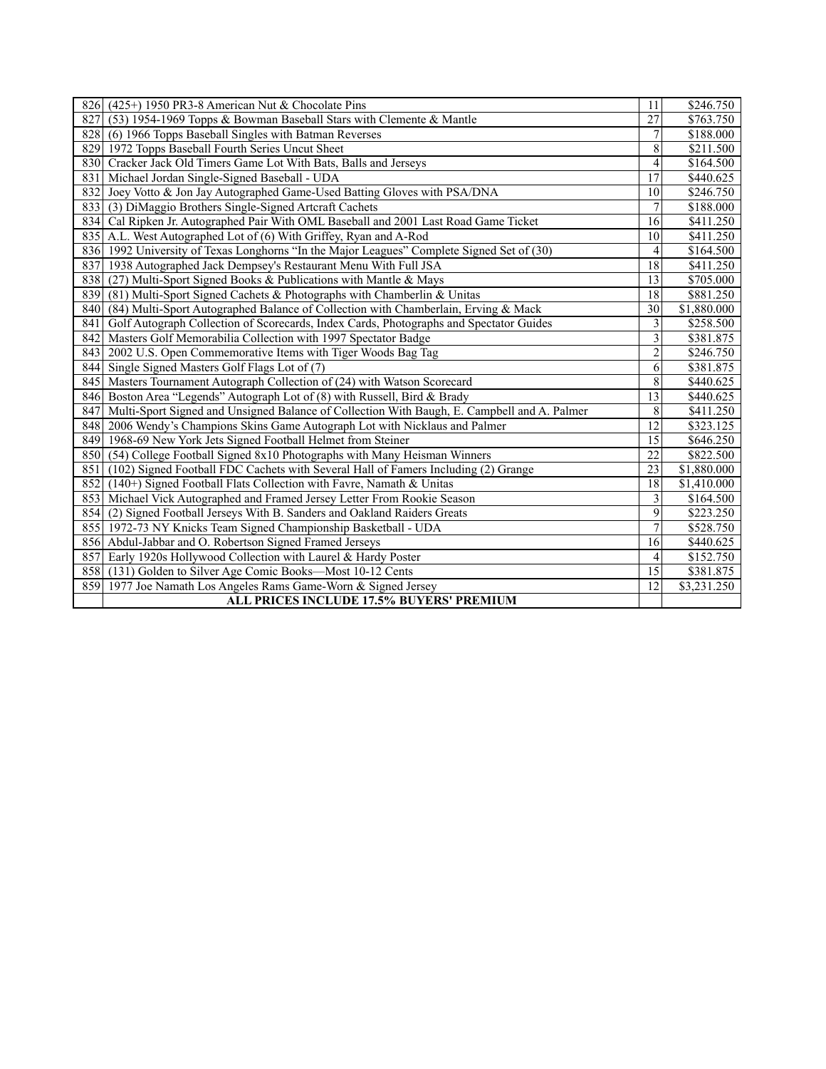| | | | |
|---|---|---|---|
| 826 | (425+) 1950 PR3-8 American Nut & Chocolate Pins | 11 | $246.750 |
| 827 | (53) 1954-1969 Topps & Bowman Baseball Stars with Clemente & Mantle | 27 | $763.750 |
| 828 | (6) 1966 Topps Baseball Singles with Batman Reverses | 7 | $188.000 |
| 829 | 1972 Topps Baseball Fourth Series Uncut Sheet | 8 | $211.500 |
| 830 | Cracker Jack Old Timers Game Lot With Bats, Balls and Jerseys | 4 | $164.500 |
| 831 | Michael Jordan Single-Signed Baseball - UDA | 17 | $440.625 |
| 832 | Joey Votto & Jon Jay Autographed Game-Used Batting Gloves with PSA/DNA | 10 | $246.750 |
| 833 | (3) DiMaggio Brothers Single-Signed Artcraft Cachets | 7 | $188.000 |
| 834 | Cal Ripken Jr. Autographed Pair With OML Baseball and 2001 Last Road Game Ticket | 16 | $411.250 |
| 835 | A.L. West Autographed Lot of (6) With Griffey, Ryan and A-Rod | 10 | $411.250 |
| 836 | 1992 University of Texas Longhorns "In the Major Leagues" Complete Signed Set of (30) | 4 | $164.500 |
| 837 | 1938 Autographed Jack Dempsey's Restaurant Menu With Full JSA | 18 | $411.250 |
| 838 | (27) Multi-Sport Signed Books & Publications with Mantle & Mays | 13 | $705.000 |
| 839 | (81) Multi-Sport Signed Cachets & Photographs with Chamberlin & Unitas | 18 | $881.250 |
| 840 | (84) Multi-Sport Autographed Balance of Collection with Chamberlain, Erving & Mack | 30 | $1,880.000 |
| 841 | Golf Autograph Collection of Scorecards, Index Cards, Photographs and Spectator Guides | 3 | $258.500 |
| 842 | Masters Golf Memorabilia Collection with 1997 Spectator Badge | 3 | $381.875 |
| 843 | 2002 U.S. Open Commemorative Items with Tiger Woods Bag Tag | 2 | $246.750 |
| 844 | Single Signed Masters Golf Flags Lot of (7) | 6 | $381.875 |
| 845 | Masters Tournament Autograph Collection of (24) with Watson Scorecard | 8 | $440.625 |
| 846 | Boston Area "Legends" Autograph Lot of (8) with Russell, Bird & Brady | 13 | $440.625 |
| 847 | Multi-Sport Signed and Unsigned Balance of Collection With Baugh, E. Campbell and A. Palmer | 8 | $411.250 |
| 848 | 2006 Wendy's Champions Skins Game Autograph Lot with Nicklaus and Palmer | 12 | $323.125 |
| 849 | 1968-69 New York Jets Signed Football Helmet from Steiner | 15 | $646.250 |
| 850 | (54) College Football Signed 8x10 Photographs with Many Heisman Winners | 22 | $822.500 |
| 851 | (102) Signed Football FDC Cachets with Several Hall of Famers Including (2) Grange | 23 | $1,880.000 |
| 852 | (140+) Signed Football Flats Collection with Favre, Namath & Unitas | 18 | $1,410.000 |
| 853 | Michael Vick Autographed and Framed Jersey Letter From Rookie Season | 3 | $164.500 |
| 854 | (2) Signed Football Jerseys With B. Sanders and Oakland Raiders Greats | 9 | $223.250 |
| 855 | 1972-73 NY Knicks Team Signed Championship Basketball - UDA | 7 | $528.750 |
| 856 | Abdul-Jabbar and O. Robertson Signed Framed Jerseys | 16 | $440.625 |
| 857 | Early 1920s Hollywood Collection with Laurel & Hardy Poster | 4 | $152.750 |
| 858 | (131) Golden to Silver Age Comic Books—Most 10-12 Cents | 15 | $381.875 |
| 859 | 1977 Joe Namath Los Angeles Rams Game-Worn & Signed Jersey | 12 | $3,231.250 |
| | **ALL PRICES INCLUDE 17.5% BUYERS' PREMIUM** | | |